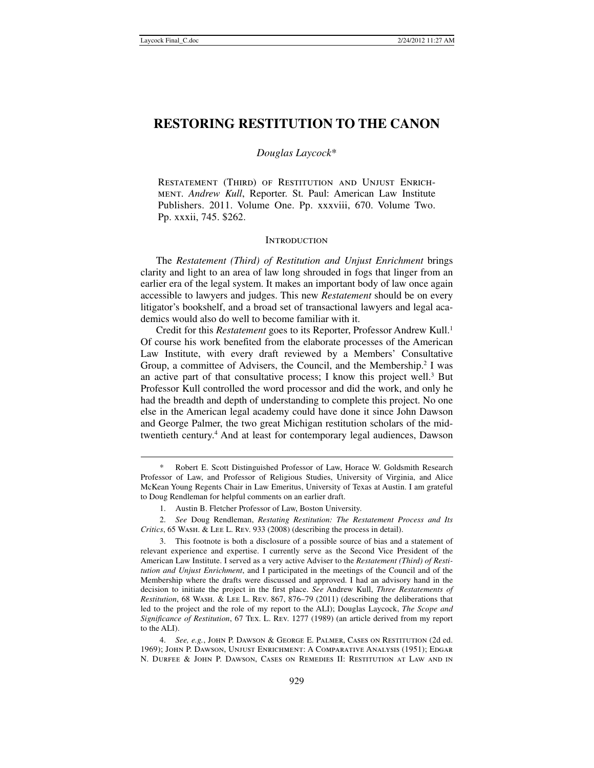# RESTORING RESTITUTION TO THE CANON

*Douglas Laycock*\*

Restatement (Third) of Restitution and Unjust Enrichment. *Andrew Kull*, Reporter. St. Paul: American Law Institute Publishers. 2011. Volume One. Pp. xxxviii, 670. Volume Two. Pp. xxxii, 745. $262.

## Introduction

The *Restatement (Third) of Restitution and Unjust Enrichment* brings clarity and light to an area of law long shrouded in fogs that linger from an earlier era of the legal system. It makes an important body of law once again accessible to lawyers and judges. This new *Restatement* should be on every litigator's bookshelf, and a broad set of transactional lawyers and legal academics would also do well to become familiar with it.

Credit for this *Restatement* goes to its Reporter, Professor Andrew Kull.[1] Of course his work benefited from the elaborate processes of the American Law Institute, with every draft reviewed by a Members' Consultative Group, a committee of Advisers, the Council, and the Membership.[2] I was an active part of that consultative process; I know this project well.[3] But Professor Kull controlled the word processor and did the work, and only he had the breadth and depth of understanding to complete this project. No one else in the American legal academy could have done it since John Dawson and George Palmer, the two great Michigan restitution scholars of the mid-twentieth century.[4] And at least for contemporary legal audiences, Dawson

---

\* Robert E. Scott Distinguished Professor of Law, Horace W. Goldsmith Research Professor of Law, and Professor of Religious Studies, University of Virginia, and Alice McKean Young Regents Chair in Law Emeritus, University of Texas at Austin. I am grateful to Doug Rendleman for helpful comments on an earlier draft.

1. Austin B. Fletcher Professor of Law, Boston University.

2. *See* Doug Rendleman, *Restating Restitution: The Restatement Process and Its Critics*, 65 Wash. & Lee L. Rev. 933 (2008) (describing the process in detail).

3. This footnote is both a disclosure of a possible source of bias and a statement of relevant experience and expertise. I currently serve as the Second Vice President of the American Law Institute. I served as a very active Adviser to the *Restatement (Third) of Restitution and Unjust Enrichment*, and I participated in the meetings of the Council and of the Membership where the drafts were discussed and approved. I had an advisory hand in the decision to initiate the project in the first place. *See* Andrew Kull, *Three Restatements of Restitution*, 68 Wash. & Lee L. Rev. 867, 876–79 (2011) (describing the deliberations that led to the project and the role of my report to the ALI); Douglas Laycock, *The Scope and Significance of Restitution*, 67 Tex. L. Rev. 1277 (1989) (an article derived from my report to the ALI).

4. *See, e.g.*, John P. Dawson & George E. Palmer, Cases on Restitution (2d ed. 1969); John P. Dawson, Unjust Enrichment: A Comparative Analysis (1951); Edgar N. Durfee & John P. Dawson, Cases on Remedies II: Restitution at Law and in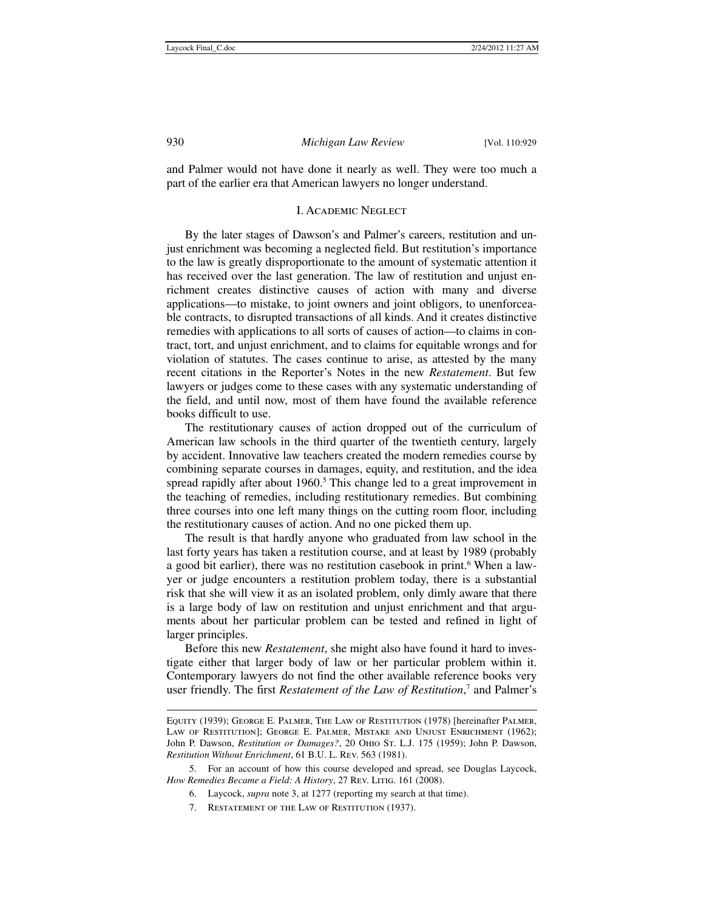and Palmer would not have done it nearly as well. They were too much a part of the earlier era that American lawyers no longer understand.

## I. Academic Neglect

By the later stages of Dawson's and Palmer's careers, restitution and unjust enrichment was becoming a neglected field. But restitution's importance to the law is greatly disproportionate to the amount of systematic attention it has received over the last generation. The law of restitution and unjust enrichment creates distinctive causes of action with many and diverse applications—to mistake, to joint owners and joint obligors, to unenforceable contracts, to disrupted transactions of all kinds. And it creates distinctive remedies with applications to all sorts of causes of action—to claims in contract, tort, and unjust enrichment, and to claims for equitable wrongs and for violation of statutes. The cases continue to arise, as attested by the many recent citations in the Reporter's Notes in the new *Restatement*. But few lawyers or judges come to these cases with any systematic understanding of the field, and until now, most of them have found the available reference books difficult to use.

The restitutionary causes of action dropped out of the curriculum of American law schools in the third quarter of the twentieth century, largely by accident. Innovative law teachers created the modern remedies course by combining separate courses in damages, equity, and restitution, and the idea spread rapidly after about 1960.[5] This change led to a great improvement in the teaching of remedies, including restitutionary remedies. But combining three courses into one left many things on the cutting room floor, including the restitutionary causes of action. And no one picked them up.

The result is that hardly anyone who graduated from law school in the last forty years has taken a restitution course, and at least by 1989 (probably a good bit earlier), there was no restitution casebook in print.[6] When a lawyer or judge encounters a restitution problem today, there is a substantial risk that she will view it as an isolated problem, only dimly aware that there is a large body of law on restitution and unjust enrichment and that arguments about her particular problem can be tested and refined in light of larger principles.

Before this new *Restatement*, she might also have found it hard to investigate either that larger body of law or her particular problem within it. Contemporary lawyers do not find the other available reference books very user friendly. The first *Restatement of the Law of Restitution*,[7] and Palmer's

---

Equity (1939); George E. Palmer, The Law of Restitution (1978) [hereinafter Palmer, Law of Restitution]; George E. Palmer, Mistake and Unjust Enrichment (1962); John P. Dawson, *Restitution or Damages?*, 20 Ohio St. L.J. 175 (1959); John P. Dawson, *Restitution Without Enrichment*, 61 B.U. L. Rev. 563 (1981).

5. For an account of how this course developed and spread, see Douglas Laycock, *How Remedies Became a Field: A History*, 27 Rev. Litig. 161 (2008).

6. Laycock, *supra* note 3, at 1277 (reporting my search at that time).

7. Restatement of the Law of Restitution (1937).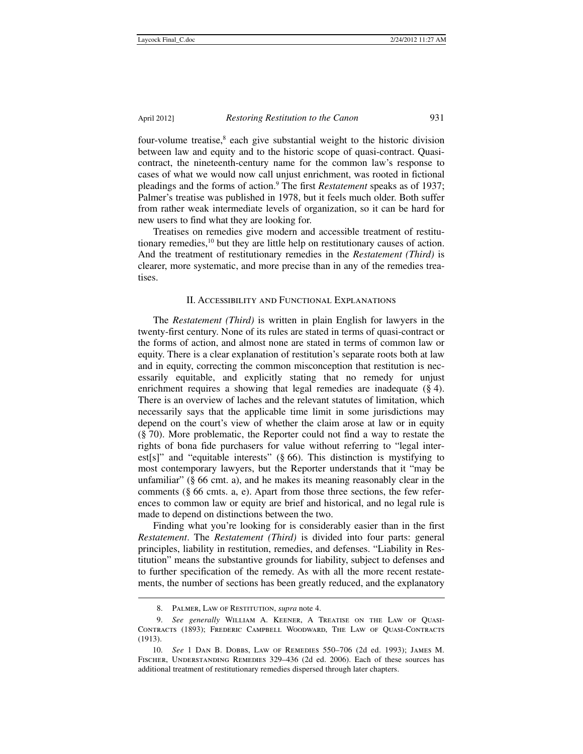four-volume treatise,[8] each give substantial weight to the historic division between law and equity and to the historic scope of quasi-contract. Quasi-contract, the nineteenth-century name for the common law's response to cases of what we would now call unjust enrichment, was rooted in fictional pleadings and the forms of action.[9] The first *Restatement* speaks as of 1937; Palmer's treatise was published in 1978, but it feels much older. Both suffer from rather weak intermediate levels of organization, so it can be hard for new users to find what they are looking for.

Treatises on remedies give modern and accessible treatment of restitutionary remedies,[10] but they are little help on restitutionary causes of action. And the treatment of restitutionary remedies in the *Restatement (Third)* is clearer, more systematic, and more precise than in any of the remedies treatises.

## II. Accessibility and Functional Explanations

The *Restatement (Third)* is written in plain English for lawyers in the twenty-first century. None of its rules are stated in terms of quasi-contract or the forms of action, and almost none are stated in terms of common law or equity. There is a clear explanation of restitution's separate roots both at law and in equity, correcting the common misconception that restitution is necessarily equitable, and explicitly stating that no remedy for unjust enrichment requires a showing that legal remedies are inadequate (§ 4). There is an overview of laches and the relevant statutes of limitation, which necessarily says that the applicable time limit in some jurisdictions may depend on the court's view of whether the claim arose at law or in equity (§ 70). More problematic, the Reporter could not find a way to restate the rights of bona fide purchasers for value without referring to "legal interest[s]" and "equitable interests" (§ 66). This distinction is mystifying to most contemporary lawyers, but the Reporter understands that it "may be unfamiliar" (§ 66 cmt. a), and he makes its meaning reasonably clear in the comments (§ 66 cmts. a, e). Apart from those three sections, the few references to common law or equity are brief and historical, and no legal rule is made to depend on distinctions between the two.

Finding what you're looking for is considerably easier than in the first *Restatement*. The *Restatement (Third)* is divided into four parts: general principles, liability in restitution, remedies, and defenses. "Liability in Restitution" means the substantive grounds for liability, subject to defenses and to further specification of the remedy. As with all the more recent restatements, the number of sections has been greatly reduced, and the explanatory

---

8. Palmer, Law of Restitution, *supra* note 4.

9. *See generally* William A. Keener, A Treatise on the Law of Quasi-Contracts (1893); Frederic Campbell Woodward, The Law of Quasi-Contracts (1913).

10. *See* 1 Dan B. Dobbs, Law of Remedies 550–706 (2d ed. 1993); James M. Fischer, Understanding Remedies 329–436 (2d ed. 2006). Each of these sources has additional treatment of restitutionary remedies dispersed through later chapters.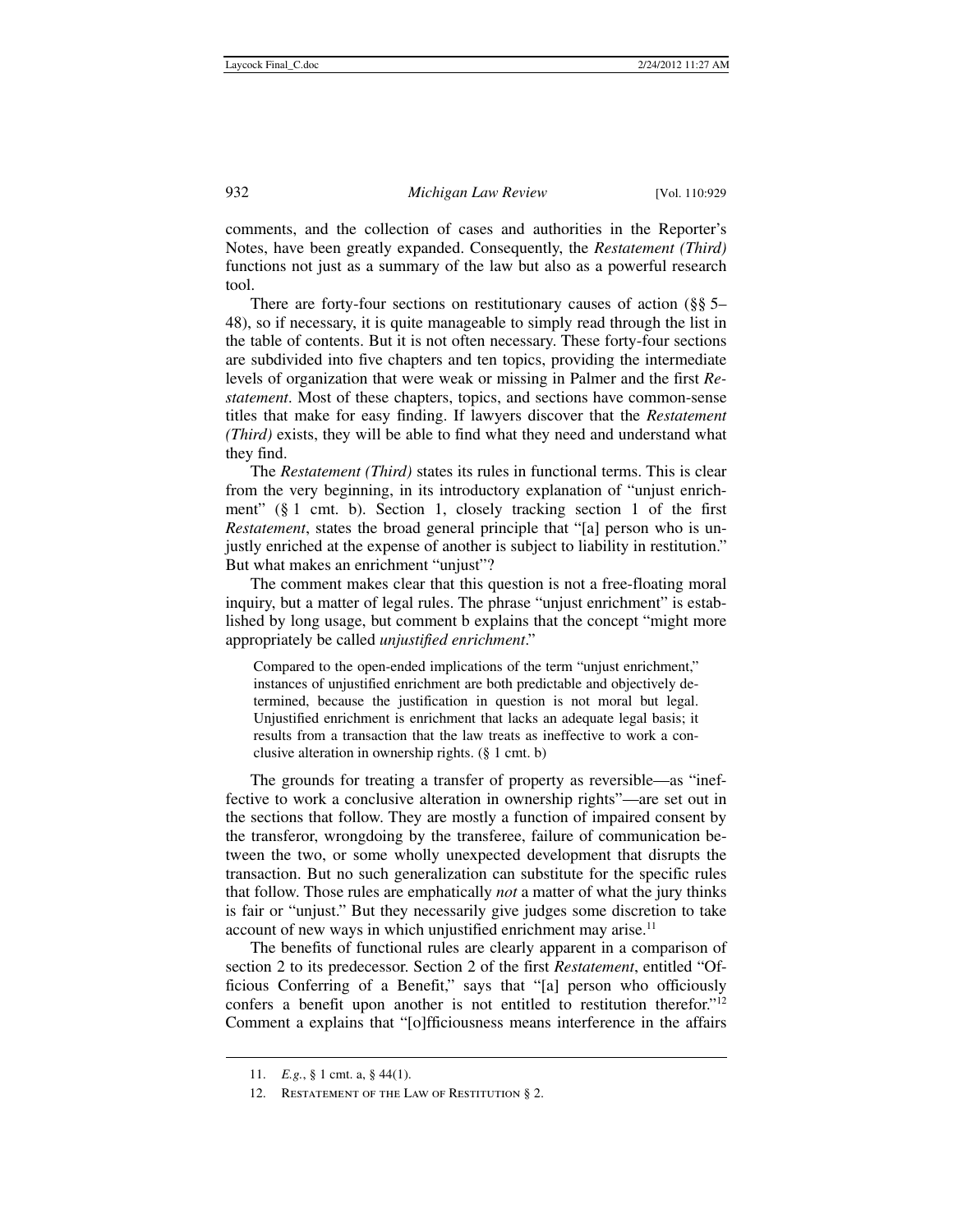comments, and the collection of cases and authorities in the Reporter's Notes, have been greatly expanded. Consequently, the *Restatement (Third)* functions not just as a summary of the law but also as a powerful research tool.

There are forty-four sections on restitutionary causes of action (§§ 5–48), so if necessary, it is quite manageable to simply read through the list in the table of contents. But it is not often necessary. These forty-four sections are subdivided into five chapters and ten topics, providing the intermediate levels of organization that were weak or missing in Palmer and the first *Restatement*. Most of these chapters, topics, and sections have common-sense titles that make for easy finding. If lawyers discover that the *Restatement (Third)* exists, they will be able to find what they need and understand what they find.

The *Restatement (Third)* states its rules in functional terms. This is clear from the very beginning, in its introductory explanation of "unjust enrichment" (§ 1 cmt. b). Section 1, closely tracking section 1 of the first *Restatement*, states the broad general principle that "[a] person who is unjustly enriched at the expense of another is subject to liability in restitution." But what makes an enrichment "unjust"?

The comment makes clear that this question is not a free-floating moral inquiry, but a matter of legal rules. The phrase "unjust enrichment" is established by long usage, but comment b explains that the concept "might more appropriately be called *unjustified enrichment*."

> Compared to the open-ended implications of the term "unjust enrichment," instances of unjustified enrichment are both predictable and objectively determined, because the justification in question is not moral but legal. Unjustified enrichment is enrichment that lacks an adequate legal basis; it results from a transaction that the law treats as ineffective to work a conclusive alteration in ownership rights. (§ 1 cmt. b)

The grounds for treating a transfer of property as reversible—as "ineffective to work a conclusive alteration in ownership rights"—are set out in the sections that follow. They are mostly a function of impaired consent by the transferor, wrongdoing by the transferee, failure of communication between the two, or some wholly unexpected development that disrupts the transaction. But no such generalization can substitute for the specific rules that follow. Those rules are emphatically *not* a matter of what the jury thinks is fair or "unjust." But they necessarily give judges some discretion to take account of new ways in which unjustified enrichment may arise.[11]

The benefits of functional rules are clearly apparent in a comparison of section 2 to its predecessor. Section 2 of the first *Restatement*, entitled "Officious Conferring of a Benefit," says that "[a] person who officiously confers a benefit upon another is not entitled to restitution therefor."[12] Comment a explains that "[o]fficiousness means interference in the affairs

---

11. *E.g.*, § 1 cmt. a, § 44(1).

12. Restatement of the Law of Restitution § 2.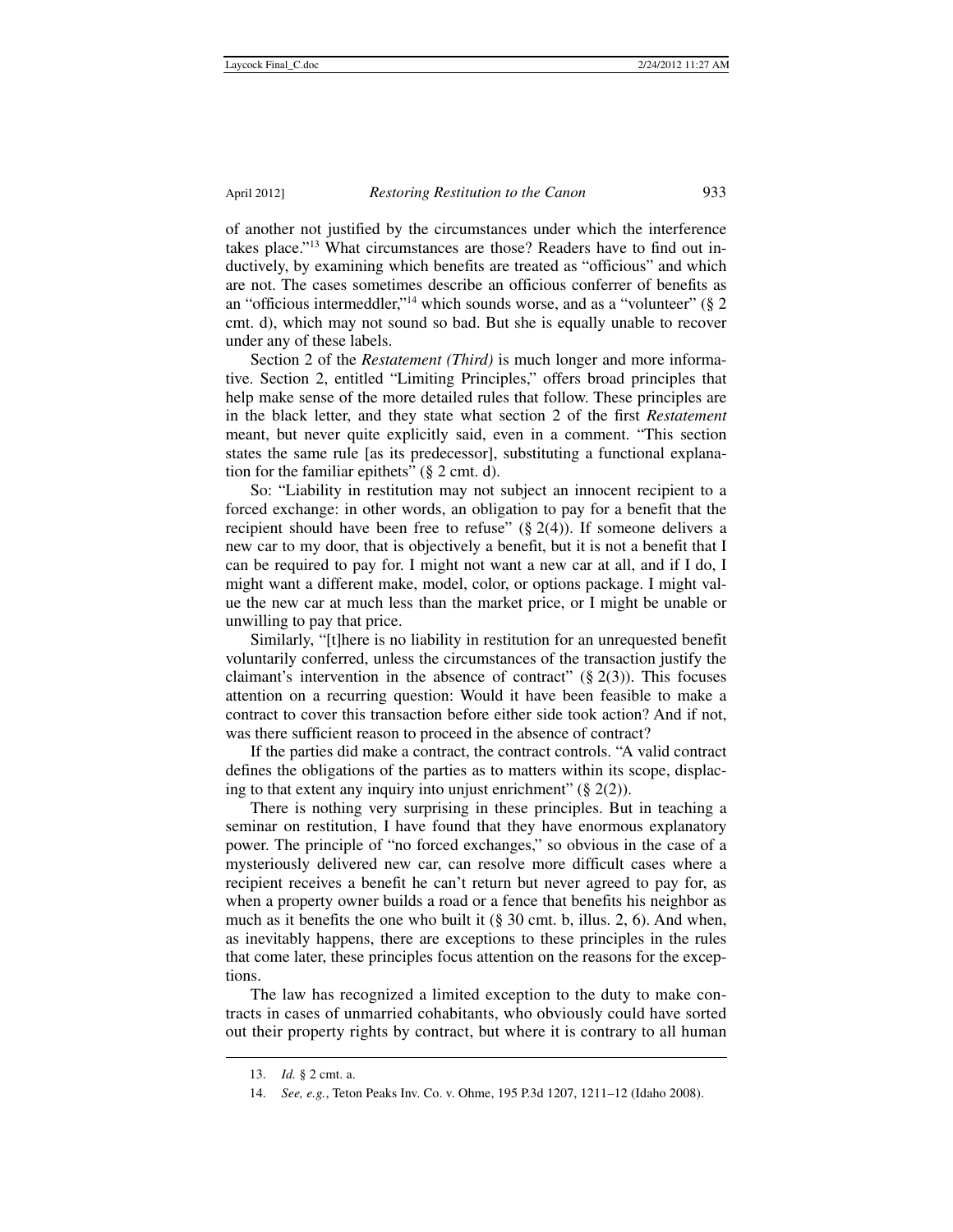of another not justified by the circumstances under which the interference takes place."[13] What circumstances are those? Readers have to find out inductively, by examining which benefits are treated as "officious" and which are not. The cases sometimes describe an officious conferrer of benefits as an "officious intermeddler,"[14] which sounds worse, and as a "volunteer" (§ 2 cmt. d), which may not sound so bad. But she is equally unable to recover under any of these labels.

Section 2 of the *Restatement (Third)* is much longer and more informative. Section 2, entitled "Limiting Principles," offers broad principles that help make sense of the more detailed rules that follow. These principles are in the black letter, and they state what section 2 of the first *Restatement* meant, but never quite explicitly said, even in a comment. "This section states the same rule [as its predecessor], substituting a functional explanation for the familiar epithets" (§ 2 cmt. d).

So: "Liability in restitution may not subject an innocent recipient to a forced exchange: in other words, an obligation to pay for a benefit that the recipient should have been free to refuse" (§ 2(4)). If someone delivers a new car to my door, that is objectively a benefit, but it is not a benefit that I can be required to pay for. I might not want a new car at all, and if I do, I might want a different make, model, color, or options package. I might value the new car at much less than the market price, or I might be unable or unwilling to pay that price.

Similarly, "[t]here is no liability in restitution for an unrequested benefit voluntarily conferred, unless the circumstances of the transaction justify the claimant's intervention in the absence of contract" (§ 2(3)). This focuses attention on a recurring question: Would it have been feasible to make a contract to cover this transaction before either side took action? And if not, was there sufficient reason to proceed in the absence of contract?

If the parties did make a contract, the contract controls. "A valid contract defines the obligations of the parties as to matters within its scope, displacing to that extent any inquiry into unjust enrichment" (§ 2(2)).

There is nothing very surprising in these principles. But in teaching a seminar on restitution, I have found that they have enormous explanatory power. The principle of "no forced exchanges," so obvious in the case of a mysteriously delivered new car, can resolve more difficult cases where a recipient receives a benefit he can't return but never agreed to pay for, as when a property owner builds a road or a fence that benefits his neighbor as much as it benefits the one who built it (§ 30 cmt. b, illus. 2, 6). And when, as inevitably happens, there are exceptions to these principles in the rules that come later, these principles focus attention on the reasons for the exceptions.

The law has recognized a limited exception to the duty to make contracts in cases of unmarried cohabitants, who obviously could have sorted out their property rights by contract, but where it is contrary to all human

---

13. *Id.* § 2 cmt. a.

14. *See, e.g.*, Teton Peaks Inv. Co. v. Ohme, 195 P.3d 1207, 1211–12 (Idaho 2008).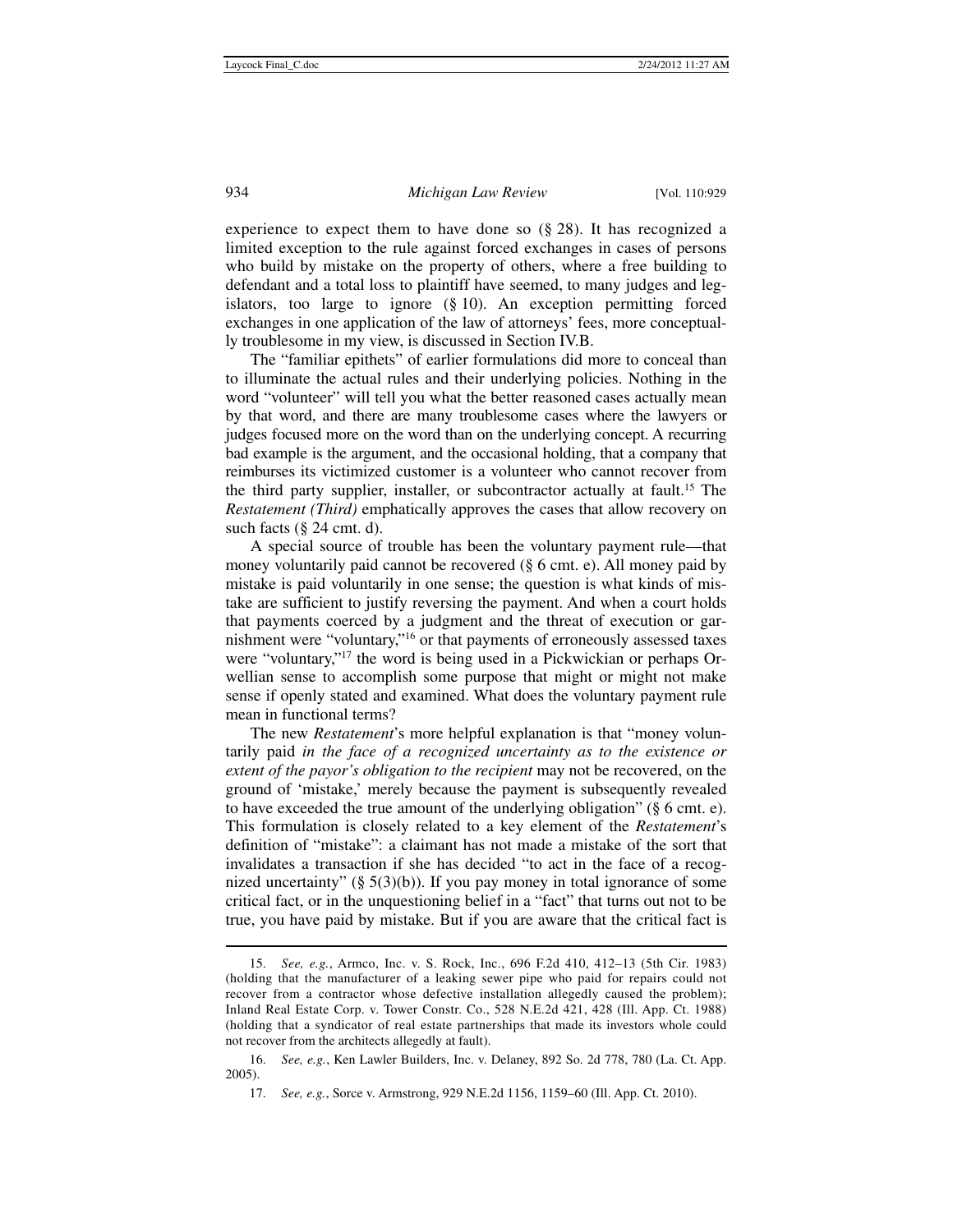experience to expect them to have done so (§ 28). It has recognized a limited exception to the rule against forced exchanges in cases of persons who build by mistake on the property of others, where a free building to defendant and a total loss to plaintiff have seemed, to many judges and legislators, too large to ignore (§ 10). An exception permitting forced exchanges in one application of the law of attorneys' fees, more conceptually troublesome in my view, is discussed in Section IV.B.

The "familiar epithets" of earlier formulations did more to conceal than to illuminate the actual rules and their underlying policies. Nothing in the word "volunteer" will tell you what the better reasoned cases actually mean by that word, and there are many troublesome cases where the lawyers or judges focused more on the word than on the underlying concept. A recurring bad example is the argument, and the occasional holding, that a company that reimburses its victimized customer is a volunteer who cannot recover from the third party supplier, installer, or subcontractor actually at fault.[15] The *Restatement (Third)* emphatically approves the cases that allow recovery on such facts (§ 24 cmt. d).

A special source of trouble has been the voluntary payment rule—that money voluntarily paid cannot be recovered (§ 6 cmt. e). All money paid by mistake is paid voluntarily in one sense; the question is what kinds of mistake are sufficient to justify reversing the payment. And when a court holds that payments coerced by a judgment and the threat of execution or garnishment were "voluntary,"[16] or that payments of erroneously assessed taxes were "voluntary,"[17] the word is being used in a Pickwickian or perhaps Orwellian sense to accomplish some purpose that might or might not make sense if openly stated and examined. What does the voluntary payment rule mean in functional terms?

The new *Restatement*'s more helpful explanation is that "money voluntarily paid *in the face of a recognized uncertainty as to the existence or extent of the payor's obligation to the recipient* may not be recovered, on the ground of 'mistake,' merely because the payment is subsequently revealed to have exceeded the true amount of the underlying obligation" (§ 6 cmt. e). This formulation is closely related to a key element of the *Restatement*'s definition of "mistake": a claimant has not made a mistake of the sort that invalidates a transaction if she has decided "to act in the face of a recognized uncertainty" (§ 5(3)(b)). If you pay money in total ignorance of some critical fact, or in the unquestioning belief in a "fact" that turns out not to be true, you have paid by mistake. But if you are aware that the critical fact is

---

15. *See, e.g.*, Armco, Inc. v. S. Rock, Inc., 696 F.2d 410, 412–13 (5th Cir. 1983) (holding that the manufacturer of a leaking sewer pipe who paid for repairs could not recover from a contractor whose defective installation allegedly caused the problem); Inland Real Estate Corp. v. Tower Constr. Co., 528 N.E.2d 421, 428 (Ill. App. Ct. 1988) (holding that a syndicator of real estate partnerships that made its investors whole could not recover from the architects allegedly at fault).

16. *See, e.g.*, Ken Lawler Builders, Inc. v. Delaney, 892 So. 2d 778, 780 (La. Ct. App. 2005).

17. *See, e.g.*, Sorce v. Armstrong, 929 N.E.2d 1156, 1159–60 (Ill. App. Ct. 2010).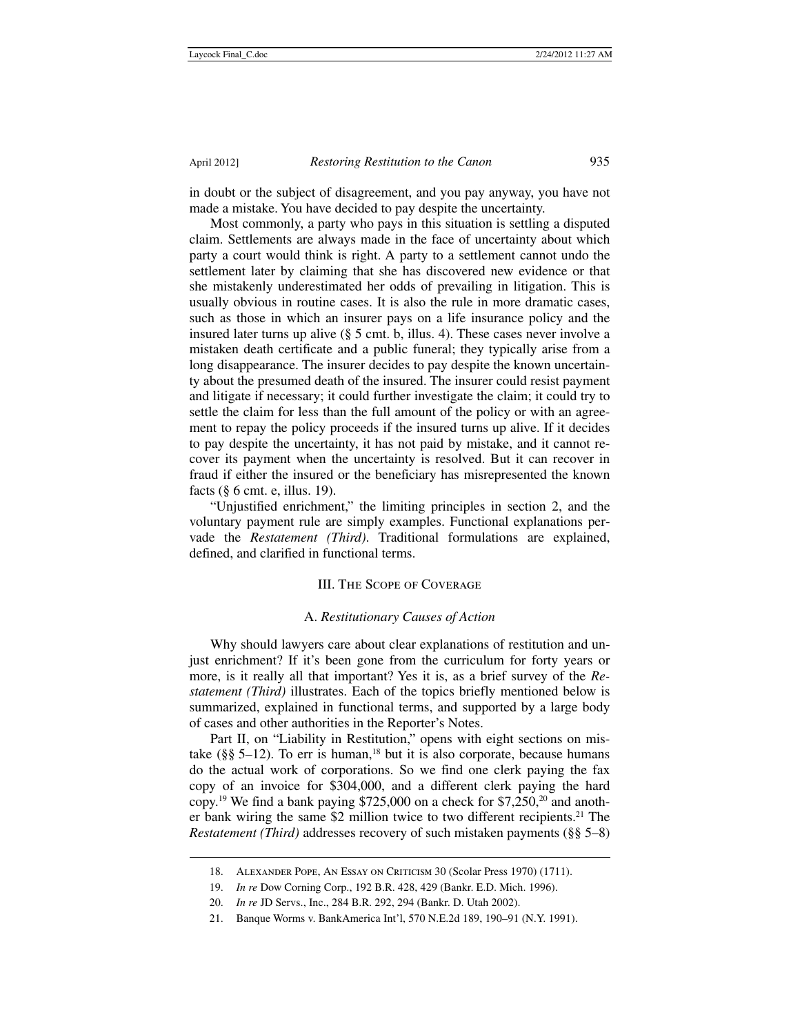in doubt or the subject of disagreement, and you pay anyway, you have not made a mistake. You have decided to pay despite the uncertainty.

Most commonly, a party who pays in this situation is settling a disputed claim. Settlements are always made in the face of uncertainty about which party a court would think is right. A party to a settlement cannot undo the settlement later by claiming that she has discovered new evidence or that she mistakenly underestimated her odds of prevailing in litigation. This is usually obvious in routine cases. It is also the rule in more dramatic cases, such as those in which an insurer pays on a life insurance policy and the insured later turns up alive (§ 5 cmt. b, illus. 4). These cases never involve a mistaken death certificate and a public funeral; they typically arise from a long disappearance. The insurer decides to pay despite the known uncertainty about the presumed death of the insured. The insurer could resist payment and litigate if necessary; it could further investigate the claim; it could try to settle the claim for less than the full amount of the policy or with an agreement to repay the policy proceeds if the insured turns up alive. If it decides to pay despite the uncertainty, it has not paid by mistake, and it cannot recover its payment when the uncertainty is resolved. But it can recover in fraud if either the insured or the beneficiary has misrepresented the known facts (§ 6 cmt. e, illus. 19).

"Unjustified enrichment," the limiting principles in section 2, and the voluntary payment rule are simply examples. Functional explanations pervade the *Restatement (Third)*. Traditional formulations are explained, defined, and clarified in functional terms.

## III. The Scope of Coverage

### A. *Restitutionary Causes of Action*

Why should lawyers care about clear explanations of restitution and unjust enrichment? If it's been gone from the curriculum for forty years or more, is it really all that important? Yes it is, as a brief survey of the *Restatement (Third)* illustrates. Each of the topics briefly mentioned below is summarized, explained in functional terms, and supported by a large body of cases and other authorities in the Reporter's Notes.

Part II, on "Liability in Restitution," opens with eight sections on mistake (§§ 5–12). To err is human,[18] but it is also corporate, because humans do the actual work of corporations. So we find one clerk paying the fax copy of an invoice for $304,000, and a different clerk paying the hard copy.[19] We find a bank paying $725,000 on a check for $7,250,[20] and another bank wiring the same $2 million twice to two different recipients.[21] The *Restatement (Third)* addresses recovery of such mistaken payments (§§ 5–8)

---

18. Alexander Pope, An Essay on Criticism 30 (Scolar Press 1970) (1711).

19. *In re* Dow Corning Corp., 192 B.R. 428, 429 (Bankr. E.D. Mich. 1996).

20. *In re* JD Servs., Inc., 284 B.R. 292, 294 (Bankr. D. Utah 2002).

21. Banque Worms v. BankAmerica Int'l, 570 N.E.2d 189, 190–91 (N.Y. 1991).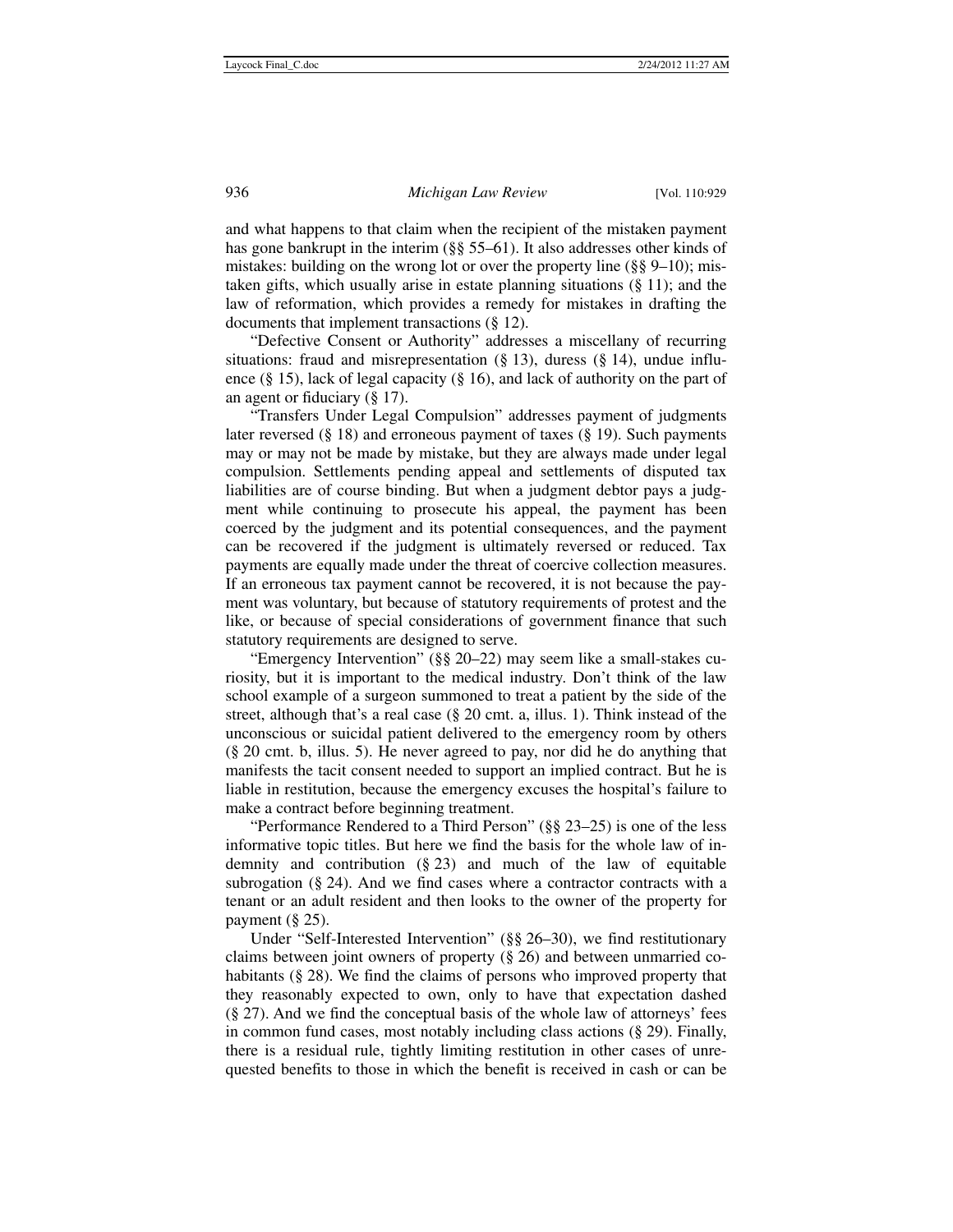and what happens to that claim when the recipient of the mistaken payment has gone bankrupt in the interim (§§ 55–61). It also addresses other kinds of mistakes: building on the wrong lot or over the property line (§§ 9–10); mistaken gifts, which usually arise in estate planning situations (§ 11); and the law of reformation, which provides a remedy for mistakes in drafting the documents that implement transactions (§ 12).

"Defective Consent or Authority" addresses a miscellany of recurring situations: fraud and misrepresentation (§ 13), duress (§ 14), undue influence (§ 15), lack of legal capacity (§ 16), and lack of authority on the part of an agent or fiduciary (§ 17).

"Transfers Under Legal Compulsion" addresses payment of judgments later reversed (§ 18) and erroneous payment of taxes (§ 19). Such payments may or may not be made by mistake, but they are always made under legal compulsion. Settlements pending appeal and settlements of disputed tax liabilities are of course binding. But when a judgment debtor pays a judgment while continuing to prosecute his appeal, the payment has been coerced by the judgment and its potential consequences, and the payment can be recovered if the judgment is ultimately reversed or reduced. Tax payments are equally made under the threat of coercive collection measures. If an erroneous tax payment cannot be recovered, it is not because the payment was voluntary, but because of statutory requirements of protest and the like, or because of special considerations of government finance that such statutory requirements are designed to serve.

"Emergency Intervention" (§§ 20–22) may seem like a small-stakes curiosity, but it is important to the medical industry. Don't think of the law school example of a surgeon summoned to treat a patient by the side of the street, although that's a real case (§ 20 cmt. a, illus. 1). Think instead of the unconscious or suicidal patient delivered to the emergency room by others (§ 20 cmt. b, illus. 5). He never agreed to pay, nor did he do anything that manifests the tacit consent needed to support an implied contract. But he is liable in restitution, because the emergency excuses the hospital's failure to make a contract before beginning treatment.

"Performance Rendered to a Third Person" (§§ 23–25) is one of the less informative topic titles. But here we find the basis for the whole law of indemnity and contribution (§ 23) and much of the law of equitable subrogation (§ 24). And we find cases where a contractor contracts with a tenant or an adult resident and then looks to the owner of the property for payment (§ 25).

Under "Self-Interested Intervention" (§§ 26–30), we find restitutionary claims between joint owners of property (§ 26) and between unmarried cohabitants (§ 28). We find the claims of persons who improved property that they reasonably expected to own, only to have that expectation dashed (§ 27). And we find the conceptual basis of the whole law of attorneys' fees in common fund cases, most notably including class actions (§ 29). Finally, there is a residual rule, tightly limiting restitution in other cases of unrequested benefits to those in which the benefit is received in cash or can be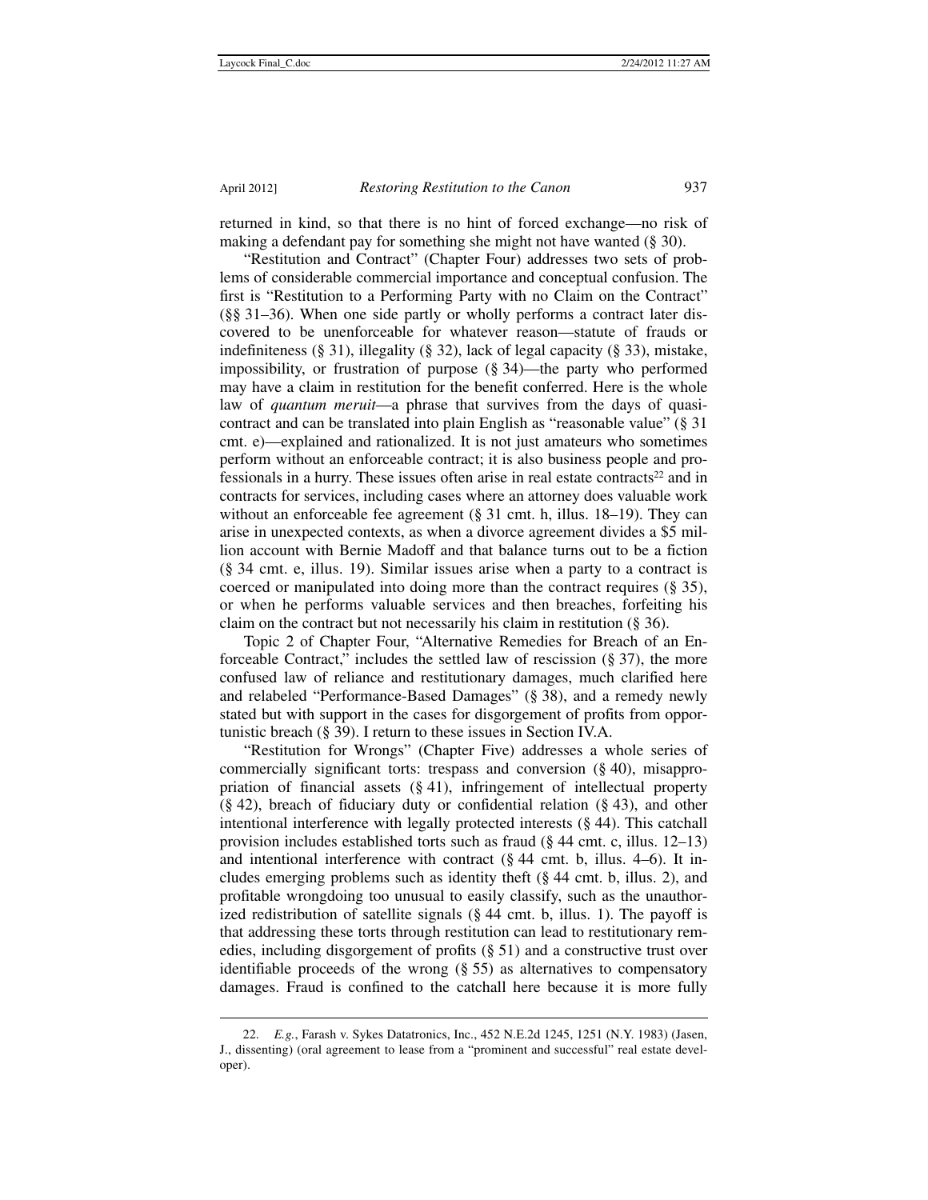returned in kind, so that there is no hint of forced exchange—no risk of making a defendant pay for something she might not have wanted (§ 30).

"Restitution and Contract" (Chapter Four) addresses two sets of problems of considerable commercial importance and conceptual confusion. The first is "Restitution to a Performing Party with no Claim on the Contract" (§§ 31–36). When one side partly or wholly performs a contract later discovered to be unenforceable for whatever reason—statute of frauds or indefiniteness (§ 31), illegality (§ 32), lack of legal capacity (§ 33), mistake, impossibility, or frustration of purpose (§ 34)—the party who performed may have a claim in restitution for the benefit conferred. Here is the whole law of *quantum meruit*—a phrase that survives from the days of quasi-contract and can be translated into plain English as "reasonable value" (§ 31 cmt. e)—explained and rationalized. It is not just amateurs who sometimes perform without an enforceable contract; it is also business people and professionals in a hurry. These issues often arise in real estate contracts[22] and in contracts for services, including cases where an attorney does valuable work without an enforceable fee agreement (§ 31 cmt. h, illus. 18–19). They can arise in unexpected contexts, as when a divorce agreement divides a $5 million account with Bernie Madoff and that balance turns out to be a fiction (§ 34 cmt. e, illus. 19). Similar issues arise when a party to a contract is coerced or manipulated into doing more than the contract requires (§ 35), or when he performs valuable services and then breaches, forfeiting his claim on the contract but not necessarily his claim in restitution (§ 36).

Topic 2 of Chapter Four, "Alternative Remedies for Breach of an Enforceable Contract," includes the settled law of rescission (§ 37), the more confused law of reliance and restitutionary damages, much clarified here and relabeled "Performance-Based Damages" (§ 38), and a remedy newly stated but with support in the cases for disgorgement of profits from opportunistic breach (§ 39). I return to these issues in Section IV.A.

"Restitution for Wrongs" (Chapter Five) addresses a whole series of commercially significant torts: trespass and conversion (§ 40), misappropriation of financial assets (§ 41), infringement of intellectual property (§ 42), breach of fiduciary duty or confidential relation (§ 43), and other intentional interference with legally protected interests (§ 44). This catchall provision includes established torts such as fraud (§ 44 cmt. c, illus. 12–13) and intentional interference with contract (§ 44 cmt. b, illus. 4–6). It includes emerging problems such as identity theft (§ 44 cmt. b, illus. 2), and profitable wrongdoing too unusual to easily classify, such as the unauthorized redistribution of satellite signals (§ 44 cmt. b, illus. 1). The payoff is that addressing these torts through restitution can lead to restitutionary remedies, including disgorgement of profits (§ 51) and a constructive trust over identifiable proceeds of the wrong (§ 55) as alternatives to compensatory damages. Fraud is confined to the catchall here because it is more fully

---

22. *E.g.*, Farash v. Sykes Datatronics, Inc., 452 N.E.2d 1245, 1251 (N.Y. 1983) (Jasen, J., dissenting) (oral agreement to lease from a "prominent and successful" real estate developer).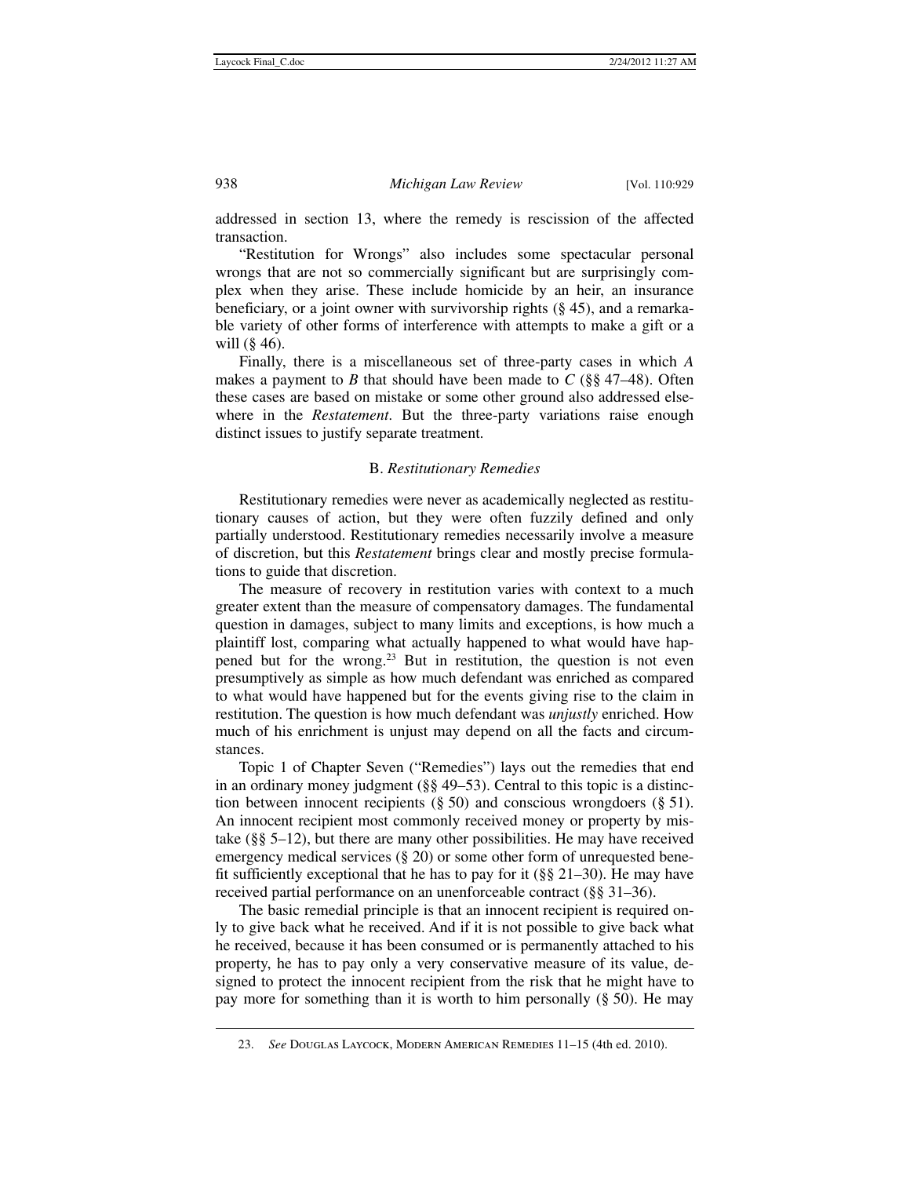addressed in section 13, where the remedy is rescission of the affected transaction.

"Restitution for Wrongs" also includes some spectacular personal wrongs that are not so commercially significant but are surprisingly complex when they arise. These include homicide by an heir, an insurance beneficiary, or a joint owner with survivorship rights (§ 45), and a remarkable variety of other forms of interference with attempts to make a gift or a will (§ 46).

Finally, there is a miscellaneous set of three-party cases in which *A* makes a payment to *B* that should have been made to *C* (§§ 47–48). Often these cases are based on mistake or some other ground also addressed elsewhere in the *Restatement*. But the three-party variations raise enough distinct issues to justify separate treatment.

### B. *Restitutionary Remedies*

Restitutionary remedies were never as academically neglected as restitutionary causes of action, but they were often fuzzily defined and only partially understood. Restitutionary remedies necessarily involve a measure of discretion, but this *Restatement* brings clear and mostly precise formulations to guide that discretion.

The measure of recovery in restitution varies with context to a much greater extent than the measure of compensatory damages. The fundamental question in damages, subject to many limits and exceptions, is how much a plaintiff lost, comparing what actually happened to what would have happened but for the wrong.[23] But in restitution, the question is not even presumptively as simple as how much defendant was enriched as compared to what would have happened but for the events giving rise to the claim in restitution. The question is how much defendant was *unjustly* enriched. How much of his enrichment is unjust may depend on all the facts and circumstances.

Topic 1 of Chapter Seven ("Remedies") lays out the remedies that end in an ordinary money judgment (§§ 49–53). Central to this topic is a distinction between innocent recipients (§ 50) and conscious wrongdoers (§ 51). An innocent recipient most commonly received money or property by mistake (§§ 5–12), but there are many other possibilities. He may have received emergency medical services (§ 20) or some other form of unrequested benefit sufficiently exceptional that he has to pay for it (§§ 21–30). He may have received partial performance on an unenforceable contract (§§ 31–36).

The basic remedial principle is that an innocent recipient is required only to give back what he received. And if it is not possible to give back what he received, because it has been consumed or is permanently attached to his property, he has to pay only a very conservative measure of its value, designed to protect the innocent recipient from the risk that he might have to pay more for something than it is worth to him personally (§ 50). He may

23. *See* Douglas Laycock, Modern American Remedies 11–15 (4th ed. 2010).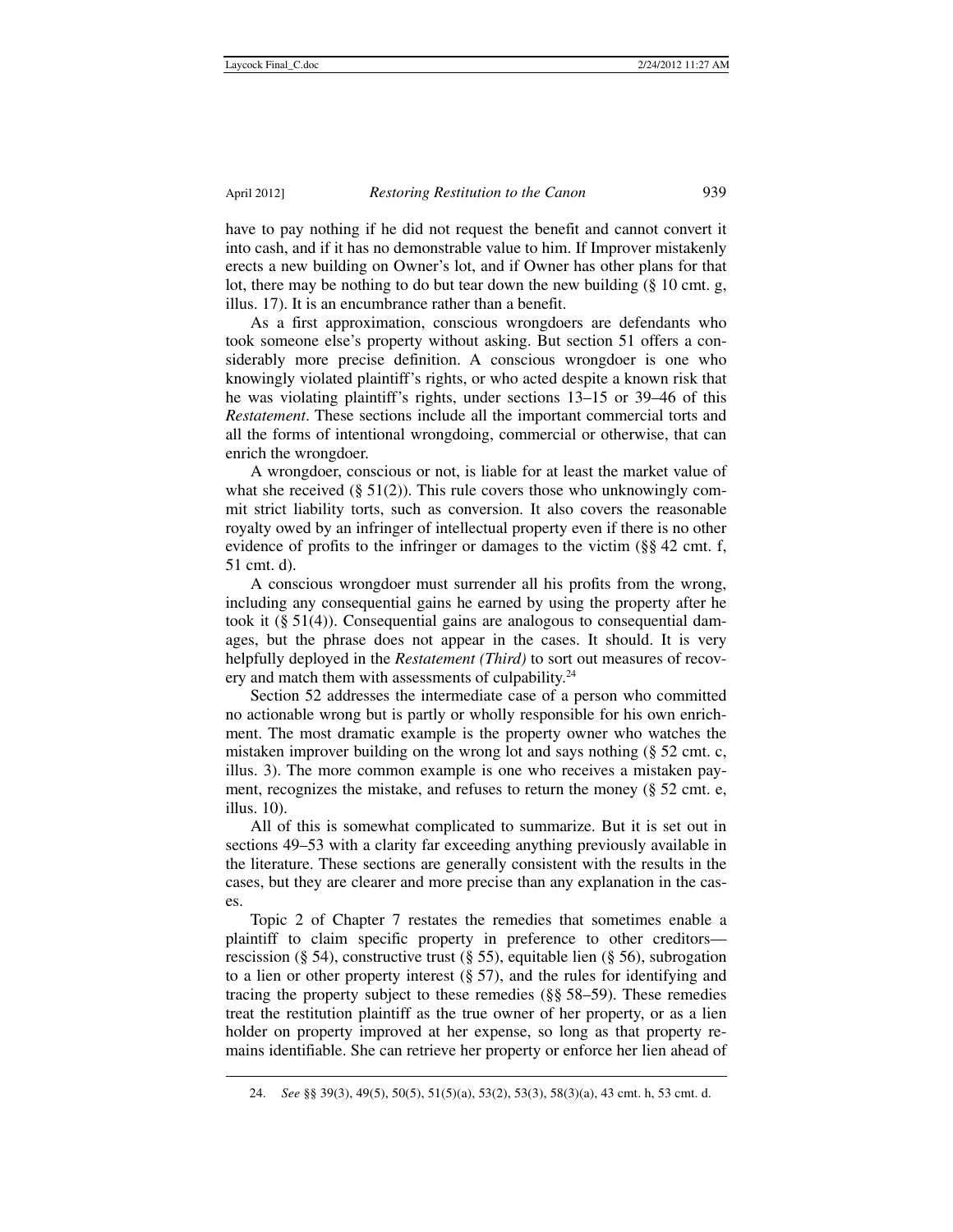have to pay nothing if he did not request the benefit and cannot convert it into cash, and if it has no demonstrable value to him. If Improver mistakenly erects a new building on Owner's lot, and if Owner has other plans for that lot, there may be nothing to do but tear down the new building (§ 10 cmt. g, illus. 17). It is an encumbrance rather than a benefit.

As a first approximation, conscious wrongdoers are defendants who took someone else's property without asking. But section 51 offers a considerably more precise definition. A conscious wrongdoer is one who knowingly violated plaintiff's rights, or who acted despite a known risk that he was violating plaintiff's rights, under sections 13–15 or 39–46 of this *Restatement*. These sections include all the important commercial torts and all the forms of intentional wrongdoing, commercial or otherwise, that can enrich the wrongdoer.

A wrongdoer, conscious or not, is liable for at least the market value of what she received (§ 51(2)). This rule covers those who unknowingly commit strict liability torts, such as conversion. It also covers the reasonable royalty owed by an infringer of intellectual property even if there is no other evidence of profits to the infringer or damages to the victim (§§ 42 cmt. f, 51 cmt. d).

A conscious wrongdoer must surrender all his profits from the wrong, including any consequential gains he earned by using the property after he took it (§ 51(4)). Consequential gains are analogous to consequential damages, but the phrase does not appear in the cases. It should. It is very helpfully deployed in the *Restatement (Third)* to sort out measures of recovery and match them with assessments of culpability.[24]

Section 52 addresses the intermediate case of a person who committed no actionable wrong but is partly or wholly responsible for his own enrichment. The most dramatic example is the property owner who watches the mistaken improver building on the wrong lot and says nothing (§ 52 cmt. c, illus. 3). The more common example is one who receives a mistaken payment, recognizes the mistake, and refuses to return the money (§ 52 cmt. e, illus. 10).

All of this is somewhat complicated to summarize. But it is set out in sections 49–53 with a clarity far exceeding anything previously available in the literature. These sections are generally consistent with the results in the cases, but they are clearer and more precise than any explanation in the cases.

Topic 2 of Chapter 7 restates the remedies that sometimes enable a plaintiff to claim specific property in preference to other creditors—rescission (§ 54), constructive trust (§ 55), equitable lien (§ 56), subrogation to a lien or other property interest (§ 57), and the rules for identifying and tracing the property subject to these remedies (§§ 58–59). These remedies treat the restitution plaintiff as the true owner of her property, or as a lien holder on property improved at her expense, so long as that property remains identifiable. She can retrieve her property or enforce her lien ahead of

---

24. *See* §§ 39(3), 49(5), 50(5), 51(5)(a), 53(2), 53(3), 58(3)(a), 43 cmt. h, 53 cmt. d.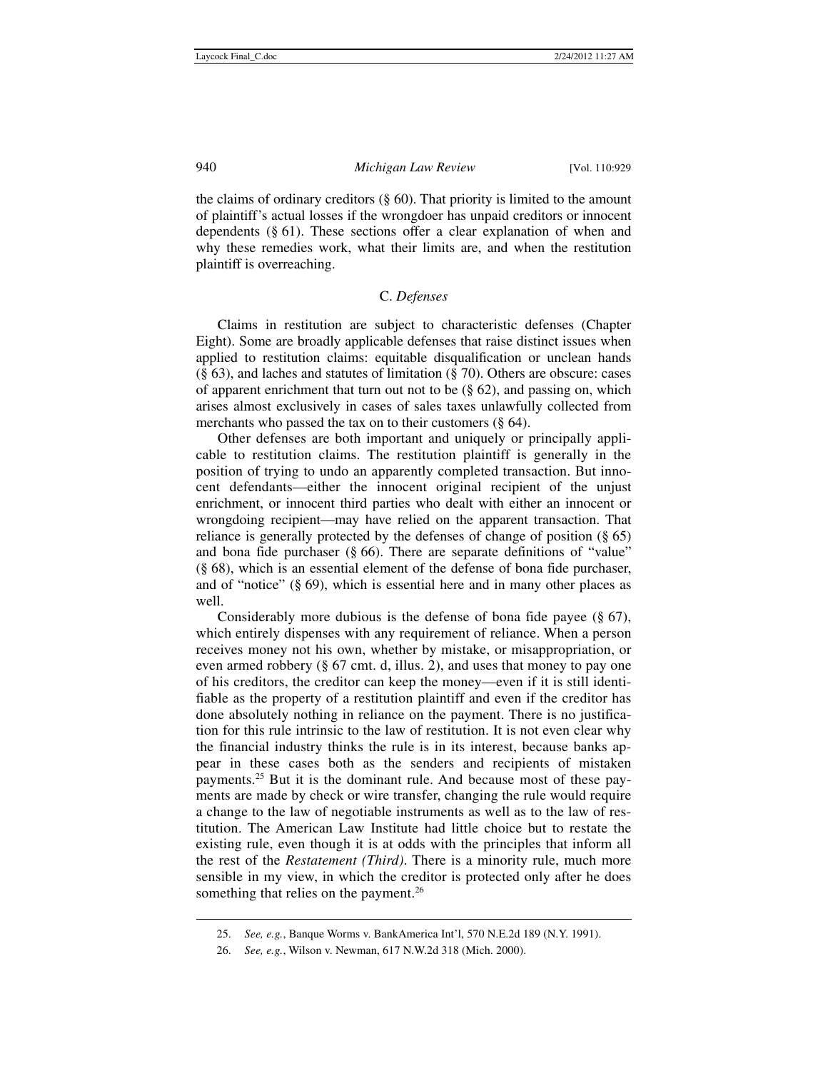the claims of ordinary creditors (§ 60). That priority is limited to the amount of plaintiff's actual losses if the wrongdoer has unpaid creditors or innocent dependents (§ 61). These sections offer a clear explanation of when and why these remedies work, what their limits are, and when the restitution plaintiff is overreaching.

### C. *Defenses*

Claims in restitution are subject to characteristic defenses (Chapter Eight). Some are broadly applicable defenses that raise distinct issues when applied to restitution claims: equitable disqualification or unclean hands (§ 63), and laches and statutes of limitation (§ 70). Others are obscure: cases of apparent enrichment that turn out not to be (§ 62), and passing on, which arises almost exclusively in cases of sales taxes unlawfully collected from merchants who passed the tax on to their customers (§ 64).

Other defenses are both important and uniquely or principally applicable to restitution claims. The restitution plaintiff is generally in the position of trying to undo an apparently completed transaction. But innocent defendants—either the innocent original recipient of the unjust enrichment, or innocent third parties who dealt with either an innocent or wrongdoing recipient—may have relied on the apparent transaction. That reliance is generally protected by the defenses of change of position (§ 65) and bona fide purchaser (§ 66). There are separate definitions of "value" (§ 68), which is an essential element of the defense of bona fide purchaser, and of "notice" (§ 69), which is essential here and in many other places as well.

Considerably more dubious is the defense of bona fide payee (§ 67), which entirely dispenses with any requirement of reliance. When a person receives money not his own, whether by mistake, or misappropriation, or even armed robbery (§ 67 cmt. d, illus. 2), and uses that money to pay one of his creditors, the creditor can keep the money—even if it is still identifiable as the property of a restitution plaintiff and even if the creditor has done absolutely nothing in reliance on the payment. There is no justification for this rule intrinsic to the law of restitution. It is not even clear why the financial industry thinks the rule is in its interest, because banks appear in these cases both as the senders and recipients of mistaken payments.[25] But it is the dominant rule. And because most of these payments are made by check or wire transfer, changing the rule would require a change to the law of negotiable instruments as well as to the law of restitution. The American Law Institute had little choice but to restate the existing rule, even though it is at odds with the principles that inform all the rest of the *Restatement (Third)*. There is a minority rule, much more sensible in my view, in which the creditor is protected only after he does something that relies on the payment.[26]

---

25. *See, e.g.*, Banque Worms v. BankAmerica Int'l, 570 N.E.2d 189 (N.Y. 1991).

26. *See, e.g.*, Wilson v. Newman, 617 N.W.2d 318 (Mich. 2000).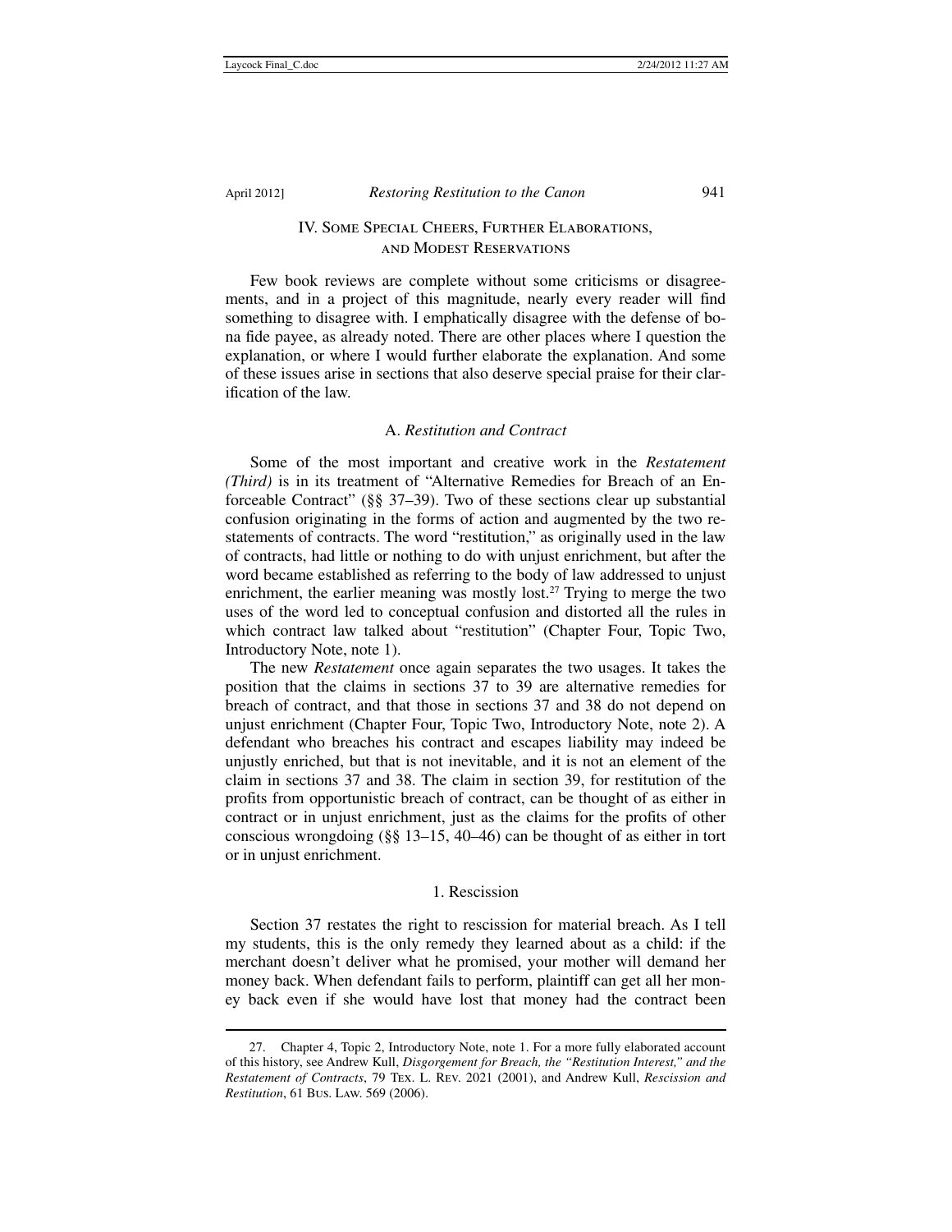## IV. Some Special Cheers, Further Elaborations, and Modest Reservations

Few book reviews are complete without some criticisms or disagreements, and in a project of this magnitude, nearly every reader will find something to disagree with. I emphatically disagree with the defense of bona fide payee, as already noted. There are other places where I question the explanation, or where I would further elaborate the explanation. And some of these issues arise in sections that also deserve special praise for their clarification of the law.

### A. *Restitution and Contract*

Some of the most important and creative work in the *Restatement (Third)* is in its treatment of "Alternative Remedies for Breach of an Enforceable Contract" (§§ 37–39). Two of these sections clear up substantial confusion originating in the forms of action and augmented by the two restatements of contracts. The word "restitution," as originally used in the law of contracts, had little or nothing to do with unjust enrichment, but after the word became established as referring to the body of law addressed to unjust enrichment, the earlier meaning was mostly lost.[27] Trying to merge the two uses of the word led to conceptual confusion and distorted all the rules in which contract law talked about "restitution" (Chapter Four, Topic Two, Introductory Note, note 1).

The new *Restatement* once again separates the two usages. It takes the position that the claims in sections 37 to 39 are alternative remedies for breach of contract, and that those in sections 37 and 38 do not depend on unjust enrichment (Chapter Four, Topic Two, Introductory Note, note 2). A defendant who breaches his contract and escapes liability may indeed be unjustly enriched, but that is not inevitable, and it is not an element of the claim in sections 37 and 38. The claim in section 39, for restitution of the profits from opportunistic breach of contract, can be thought of as either in contract or in unjust enrichment, just as the claims for the profits of other conscious wrongdoing (§§ 13–15, 40–46) can be thought of as either in tort or in unjust enrichment.

#### 1. Rescission

Section 37 restates the right to rescission for material breach. As I tell my students, this is the only remedy they learned about as a child: if the merchant doesn't deliver what he promised, your mother will demand her money back. When defendant fails to perform, plaintiff can get all her money back even if she would have lost that money had the contract been

---

27. Chapter 4, Topic 2, Introductory Note, note 1. For a more fully elaborated account of this history, see Andrew Kull, *Disgorgement for Breach, the "Restitution Interest," and the Restatement of Contracts*, 79 Tex. L. Rev. 2021 (2001), and Andrew Kull, *Rescission and Restitution*, 61 Bus. Law. 569 (2006).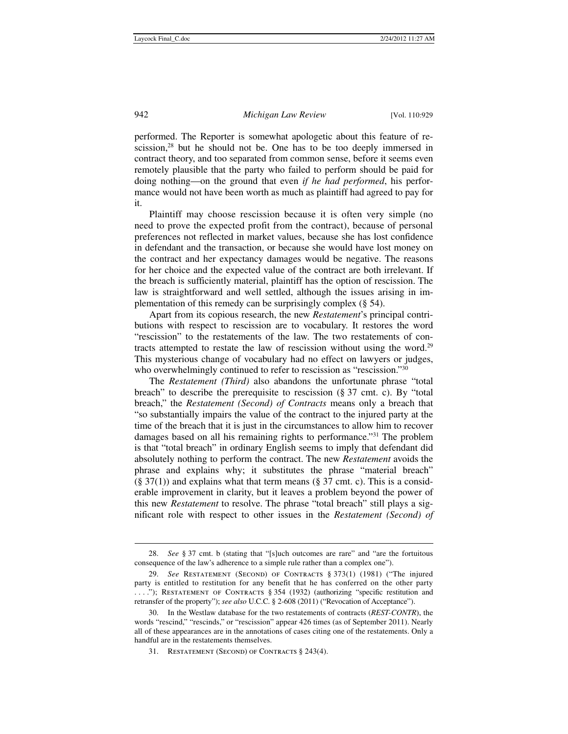performed. The Reporter is somewhat apologetic about this feature of rescission,[28] but he should not be. One has to be too deeply immersed in contract theory, and too separated from common sense, before it seems even remotely plausible that the party who failed to perform should be paid for doing nothing—on the ground that even *if he had performed*, his performance would not have been worth as much as plaintiff had agreed to pay for it.

Plaintiff may choose rescission because it is often very simple (no need to prove the expected profit from the contract), because of personal preferences not reflected in market values, because she has lost confidence in defendant and the transaction, or because she would have lost money on the contract and her expectancy damages would be negative. The reasons for her choice and the expected value of the contract are both irrelevant. If the breach is sufficiently material, plaintiff has the option of rescission. The law is straightforward and well settled, although the issues arising in implementation of this remedy can be surprisingly complex (§ 54).

Apart from its copious research, the new *Restatement*'s principal contributions with respect to rescission are to vocabulary. It restores the word "rescission" to the restatements of the law. The two restatements of contracts attempted to restate the law of rescission without using the word.[29] This mysterious change of vocabulary had no effect on lawyers or judges, who overwhelmingly continued to refer to rescission as "rescission."[30]

The *Restatement (Third)* also abandons the unfortunate phrase "total breach" to describe the prerequisite to rescission (§ 37 cmt. c). By "total breach," the *Restatement (Second) of Contracts* means only a breach that "so substantially impairs the value of the contract to the injured party at the time of the breach that it is just in the circumstances to allow him to recover damages based on all his remaining rights to performance."[31] The problem is that "total breach" in ordinary English seems to imply that defendant did absolutely nothing to perform the contract. The new *Restatement* avoids the phrase and explains why; it substitutes the phrase "material breach" (§ 37(1)) and explains what that term means (§ 37 cmt. c). This is a considerable improvement in clarity, but it leaves a problem beyond the power of this new *Restatement* to resolve. The phrase "total breach" still plays a significant role with respect to other issues in the *Restatement (Second) of*

---

28. *See* § 37 cmt. b (stating that "[s]uch outcomes are rare" and "are the fortuitous consequence of the law's adherence to a simple rule rather than a complex one").

29. *See* Restatement (Second) of Contracts § 373(1) (1981) ("The injured party is entitled to restitution for any benefit that he has conferred on the other party . . . ."); Restatement of Contracts § 354 (1932) (authorizing "specific restitution and retransfer of the property"); *see also* U.C.C. § 2-608 (2011) ("Revocation of Acceptance").

30. In the Westlaw database for the two restatements of contracts (*REST-CONTR*), the words "rescind," "rescinds," or "rescission" appear 426 times (as of September 2011). Nearly all of these appearances are in the annotations of cases citing one of the restatements. Only a handful are in the restatements themselves.

31. Restatement (Second) of Contracts § 243(4).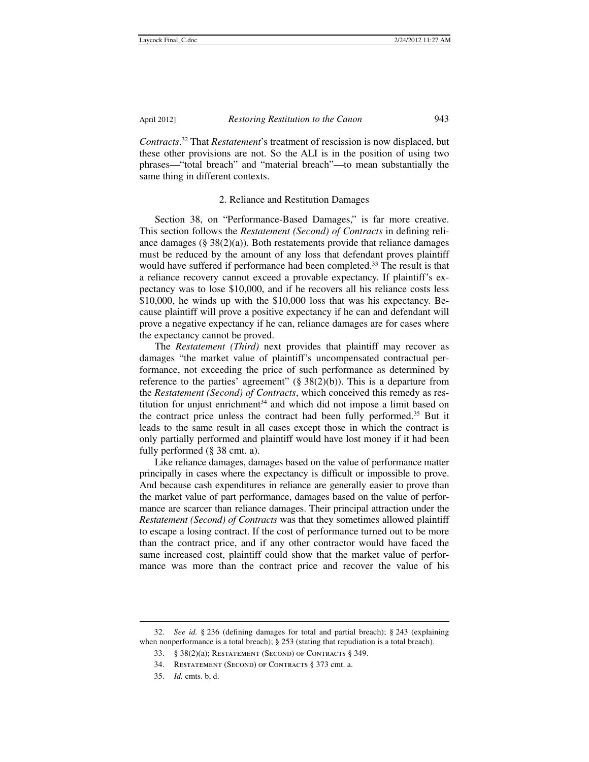*Contracts*.[32] That *Restatement*'s treatment of rescission is now displaced, but these other provisions are not. So the ALI is in the position of using two phrases—"total breach" and "material breach"—to mean substantially the same thing in different contexts.

### 2. Reliance and Restitution Damages

Section 38, on "Performance-Based Damages," is far more creative. This section follows the *Restatement (Second) of Contracts* in defining reliance damages (§ 38(2)(a)). Both restatements provide that reliance damages must be reduced by the amount of any loss that defendant proves plaintiff would have suffered if performance had been completed.[33] The result is that a reliance recovery cannot exceed a provable expectancy. If plaintiff's expectancy was to lose $10,000, and if he recovers all his reliance costs less $10,000, he winds up with the $10,000 loss that was his expectancy. Because plaintiff will prove a positive expectancy if he can and defendant will prove a negative expectancy if he can, reliance damages are for cases where the expectancy cannot be proved.

The *Restatement (Third)* next provides that plaintiff may recover as damages "the market value of plaintiff's uncompensated contractual performance, not exceeding the price of such performance as determined by reference to the parties' agreement" (§ 38(2)(b)). This is a departure from the *Restatement (Second) of Contracts*, which conceived this remedy as restitution for unjust enrichment[34] and which did not impose a limit based on the contract price unless the contract had been fully performed.[35] But it leads to the same result in all cases except those in which the contract is only partially performed and plaintiff would have lost money if it had been fully performed (§ 38 cmt. a).

Like reliance damages, damages based on the value of performance matter principally in cases where the expectancy is difficult or impossible to prove. And because cash expenditures in reliance are generally easier to prove than the market value of part performance, damages based on the value of performance are scarcer than reliance damages. Their principal attraction under the *Restatement (Second) of Contracts* was that they sometimes allowed plaintiff to escape a losing contract. If the cost of performance turned out to be more than the contract price, and if any other contractor would have faced the same increased cost, plaintiff could show that the market value of performance was more than the contract price and recover the value of his

---

32. *See id.* § 236 (defining damages for total and partial breach); § 243 (explaining when nonperformance is a total breach); § 253 (stating that repudiation is a total breach).

33. § 38(2)(a); RESTATEMENT (SECOND) OF CONTRACTS § 349.

34. RESTATEMENT (SECOND) OF CONTRACTS § 373 cmt. a.

35. *Id.* cmts. b, d.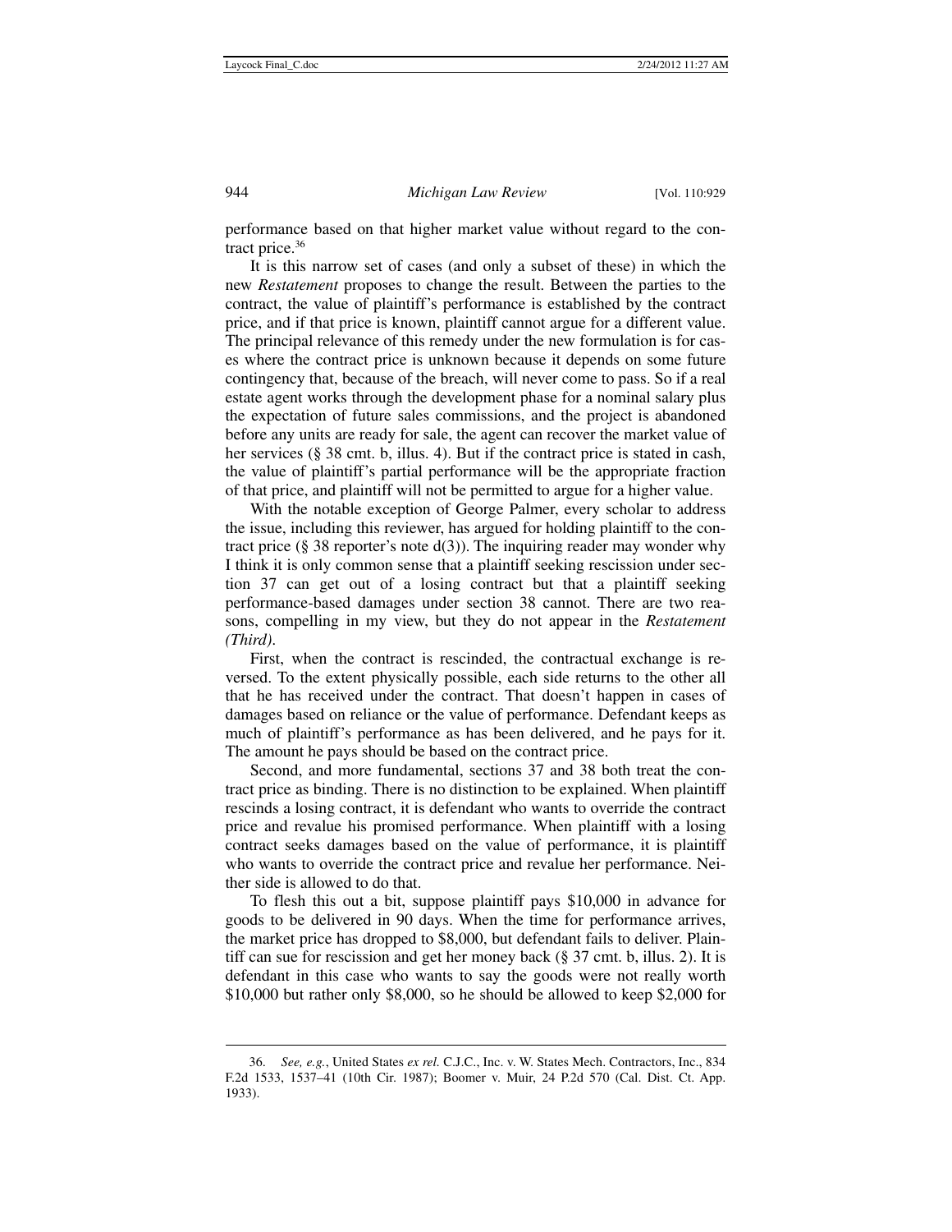performance based on that higher market value without regard to the contract price.[36]

It is this narrow set of cases (and only a subset of these) in which the new *Restatement* proposes to change the result. Between the parties to the contract, the value of plaintiff's performance is established by the contract price, and if that price is known, plaintiff cannot argue for a different value. The principal relevance of this remedy under the new formulation is for cases where the contract price is unknown because it depends on some future contingency that, because of the breach, will never come to pass. So if a real estate agent works through the development phase for a nominal salary plus the expectation of future sales commissions, and the project is abandoned before any units are ready for sale, the agent can recover the market value of her services (§ 38 cmt. b, illus. 4). But if the contract price is stated in cash, the value of plaintiff's partial performance will be the appropriate fraction of that price, and plaintiff will not be permitted to argue for a higher value.

With the notable exception of George Palmer, every scholar to address the issue, including this reviewer, has argued for holding plaintiff to the contract price (§ 38 reporter's note d(3)). The inquiring reader may wonder why I think it is only common sense that a plaintiff seeking rescission under section 37 can get out of a losing contract but that a plaintiff seeking performance-based damages under section 38 cannot. There are two reasons, compelling in my view, but they do not appear in the *Restatement (Third)*.

First, when the contract is rescinded, the contractual exchange is reversed. To the extent physically possible, each side returns to the other all that he has received under the contract. That doesn't happen in cases of damages based on reliance or the value of performance. Defendant keeps as much of plaintiff's performance as has been delivered, and he pays for it. The amount he pays should be based on the contract price.

Second, and more fundamental, sections 37 and 38 both treat the contract price as binding. There is no distinction to be explained. When plaintiff rescinds a losing contract, it is defendant who wants to override the contract price and revalue his promised performance. When plaintiff with a losing contract seeks damages based on the value of performance, it is plaintiff who wants to override the contract price and revalue her performance. Neither side is allowed to do that.

To flesh this out a bit, suppose plaintiff pays $10,000 in advance for goods to be delivered in 90 days. When the time for performance arrives, the market price has dropped to $8,000, but defendant fails to deliver. Plaintiff can sue for rescission and get her money back (§ 37 cmt. b, illus. 2). It is defendant in this case who wants to say the goods were not really worth $10,000 but rather only $8,000, so he should be allowed to keep $2,000 for

---

36. *See, e.g.*, United States *ex rel.* C.J.C., Inc. v. W. States Mech. Contractors, Inc., 834 F.2d 1533, 1537–41 (10th Cir. 1987); Boomer v. Muir, 24 P.2d 570 (Cal. Dist. Ct. App. 1933).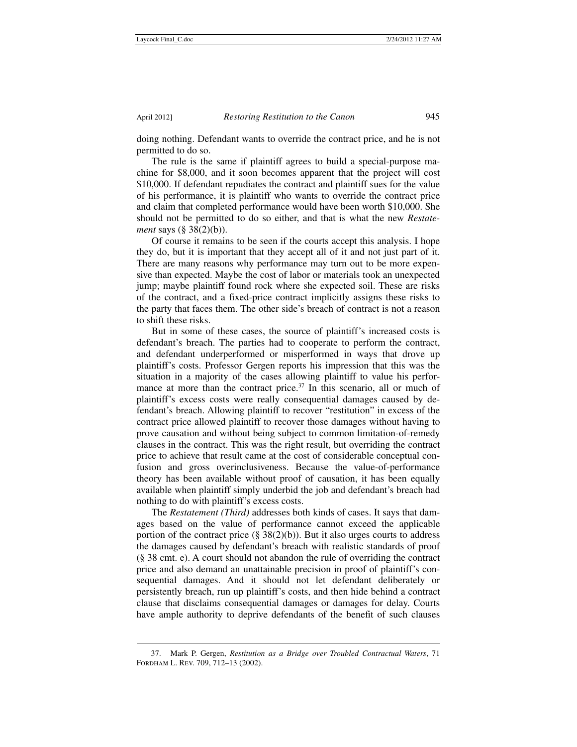doing nothing. Defendant wants to override the contract price, and he is not permitted to do so.

The rule is the same if plaintiff agrees to build a special-purpose machine for $8,000, and it soon becomes apparent that the project will cost $10,000. If defendant repudiates the contract and plaintiff sues for the value of his performance, it is plaintiff who wants to override the contract price and claim that completed performance would have been worth $10,000. She should not be permitted to do so either, and that is what the new *Restatement* says (§ 38(2)(b)).

Of course it remains to be seen if the courts accept this analysis. I hope they do, but it is important that they accept all of it and not just part of it. There are many reasons why performance may turn out to be more expensive than expected. Maybe the cost of labor or materials took an unexpected jump; maybe plaintiff found rock where she expected soil. These are risks of the contract, and a fixed-price contract implicitly assigns these risks to the party that faces them. The other side's breach of contract is not a reason to shift these risks.

But in some of these cases, the source of plaintiff's increased costs is defendant's breach. The parties had to cooperate to perform the contract, and defendant underperformed or misperformed in ways that drove up plaintiff's costs. Professor Gergen reports his impression that this was the situation in a majority of the cases allowing plaintiff to value his performance at more than the contract price.[37] In this scenario, all or much of plaintiff's excess costs were really consequential damages caused by defendant's breach. Allowing plaintiff to recover "restitution" in excess of the contract price allowed plaintiff to recover those damages without having to prove causation and without being subject to common limitation-of-remedy clauses in the contract. This was the right result, but overriding the contract price to achieve that result came at the cost of considerable conceptual confusion and gross overinclusiveness. Because the value-of-performance theory has been available without proof of causation, it has been equally available when plaintiff simply underbid the job and defendant's breach had nothing to do with plaintiff's excess costs.

The *Restatement (Third)* addresses both kinds of cases. It says that damages based on the value of performance cannot exceed the applicable portion of the contract price (§ 38(2)(b)). But it also urges courts to address the damages caused by defendant's breach with realistic standards of proof (§ 38 cmt. e). A court should not abandon the rule of overriding the contract price and also demand an unattainable precision in proof of plaintiff's consequential damages. And it should not let defendant deliberately or persistently breach, run up plaintiff's costs, and then hide behind a contract clause that disclaims consequential damages or damages for delay. Courts have ample authority to deprive defendants of the benefit of such clauses

---

37. Mark P. Gergen, *Restitution as a Bridge over Troubled Contractual Waters*, 71 Fordham L. Rev. 709, 712–13 (2002).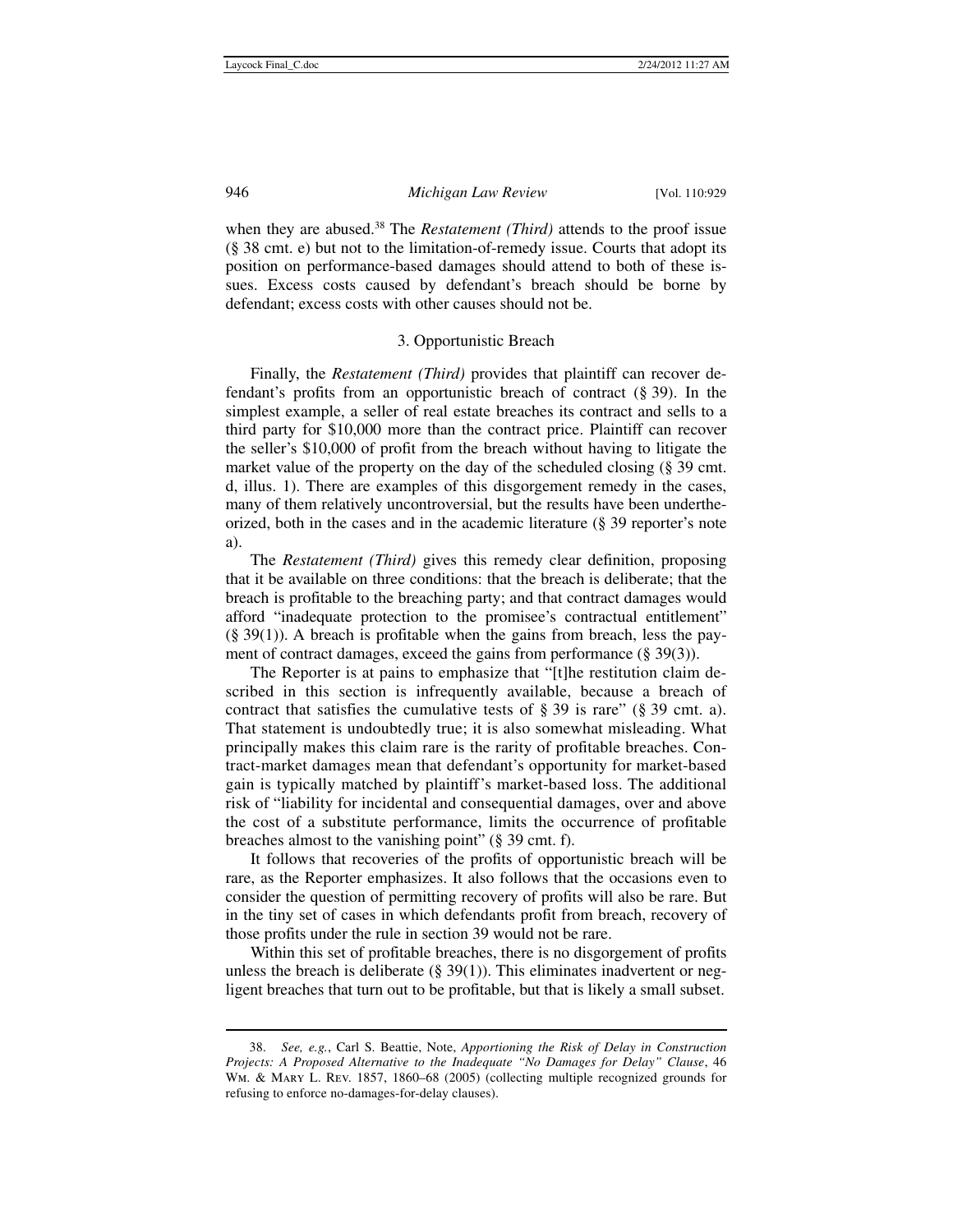when they are abused.[38] The *Restatement (Third)* attends to the proof issue (§ 38 cmt. e) but not to the limitation-of-remedy issue. Courts that adopt its position on performance-based damages should attend to both of these issues. Excess costs caused by defendant's breach should be borne by defendant; excess costs with other causes should not be.

### 3. Opportunistic Breach

Finally, the *Restatement (Third)* provides that plaintiff can recover defendant's profits from an opportunistic breach of contract (§ 39). In the simplest example, a seller of real estate breaches its contract and sells to a third party for $10,000 more than the contract price. Plaintiff can recover the seller's $10,000 of profit from the breach without having to litigate the market value of the property on the day of the scheduled closing (§ 39 cmt. d, illus. 1). There are examples of this disgorgement remedy in the cases, many of them relatively uncontroversial, but the results have been undertheorized, both in the cases and in the academic literature (§ 39 reporter's note a).

The *Restatement (Third)* gives this remedy clear definition, proposing that it be available on three conditions: that the breach is deliberate; that the breach is profitable to the breaching party; and that contract damages would afford "inadequate protection to the promisee's contractual entitlement" (§ 39(1)). A breach is profitable when the gains from breach, less the payment of contract damages, exceed the gains from performance (§ 39(3)).

The Reporter is at pains to emphasize that "[t]he restitution claim described in this section is infrequently available, because a breach of contract that satisfies the cumulative tests of § 39 is rare" (§ 39 cmt. a). That statement is undoubtedly true; it is also somewhat misleading. What principally makes this claim rare is the rarity of profitable breaches. Contract-market damages mean that defendant's opportunity for market-based gain is typically matched by plaintiff's market-based loss. The additional risk of "liability for incidental and consequential damages, over and above the cost of a substitute performance, limits the occurrence of profitable breaches almost to the vanishing point" (§ 39 cmt. f).

It follows that recoveries of the profits of opportunistic breach will be rare, as the Reporter emphasizes. It also follows that the occasions even to consider the question of permitting recovery of profits will also be rare. But in the tiny set of cases in which defendants profit from breach, recovery of those profits under the rule in section 39 would not be rare.

Within this set of profitable breaches, there is no disgorgement of profits unless the breach is deliberate (§ 39(1)). This eliminates inadvertent or negligent breaches that turn out to be profitable, but that is likely a small subset.

---

38. *See, e.g.*, Carl S. Beattie, Note, *Apportioning the Risk of Delay in Construction Projects: A Proposed Alternative to the Inadequate "No Damages for Delay" Clause*, 46 Wm. & Mary L. Rev. 1857, 1860–68 (2005) (collecting multiple recognized grounds for refusing to enforce no-damages-for-delay clauses).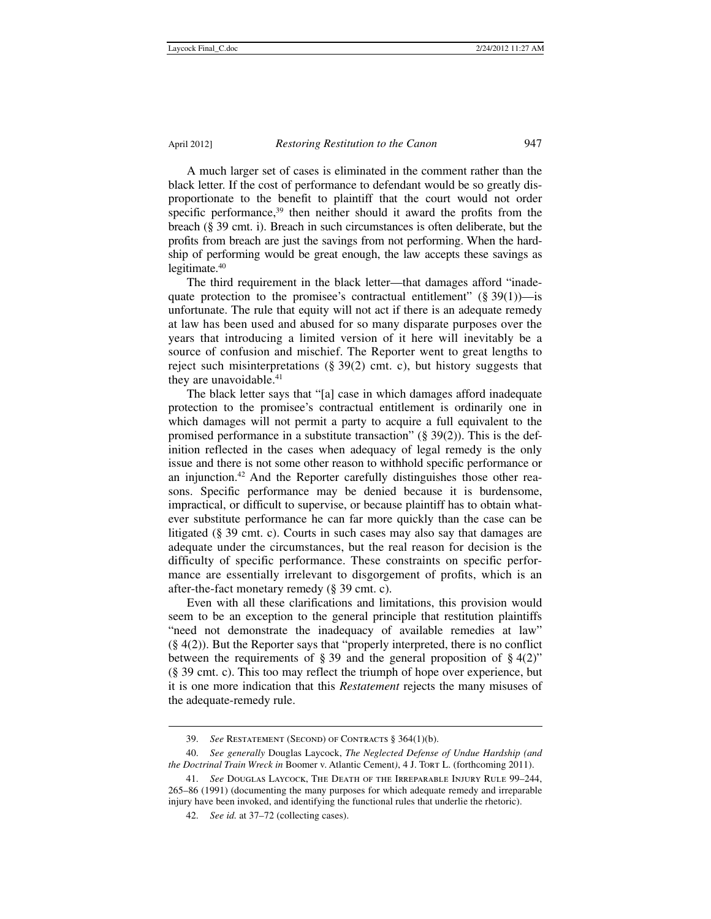A much larger set of cases is eliminated in the comment rather than the black letter. If the cost of performance to defendant would be so greatly disproportionate to the benefit to plaintiff that the court would not order specific performance,[39] then neither should it award the profits from the breach (§ 39 cmt. i). Breach in such circumstances is often deliberate, but the profits from breach are just the savings from not performing. When the hardship of performing would be great enough, the law accepts these savings as legitimate.[40]

The third requirement in the black letter—that damages afford "inadequate protection to the promisee's contractual entitlement" (§ 39(1))—is unfortunate. The rule that equity will not act if there is an adequate remedy at law has been used and abused for so many disparate purposes over the years that introducing a limited version of it here will inevitably be a source of confusion and mischief. The Reporter went to great lengths to reject such misinterpretations (§ 39(2) cmt. c), but history suggests that they are unavoidable.[41]

The black letter says that "[a] case in which damages afford inadequate protection to the promisee's contractual entitlement is ordinarily one in which damages will not permit a party to acquire a full equivalent to the promised performance in a substitute transaction" (§ 39(2)). This is the definition reflected in the cases when adequacy of legal remedy is the only issue and there is not some other reason to withhold specific performance or an injunction.[42] And the Reporter carefully distinguishes those other reasons. Specific performance may be denied because it is burdensome, impractical, or difficult to supervise, or because plaintiff has to obtain whatever substitute performance he can far more quickly than the case can be litigated (§ 39 cmt. c). Courts in such cases may also say that damages are adequate under the circumstances, but the real reason for decision is the difficulty of specific performance. These constraints on specific performance are essentially irrelevant to disgorgement of profits, which is an after-the-fact monetary remedy (§ 39 cmt. c).

Even with all these clarifications and limitations, this provision would seem to be an exception to the general principle that restitution plaintiffs "need not demonstrate the inadequacy of available remedies at law" (§ 4(2)). But the Reporter says that "properly interpreted, there is no conflict between the requirements of § 39 and the general proposition of § 4(2)" (§ 39 cmt. c). This too may reflect the triumph of hope over experience, but it is one more indication that this *Restatement* rejects the many misuses of the adequate-remedy rule.

---

39. *See* Restatement (Second) of Contracts § 364(1)(b).

40. *See generally* Douglas Laycock, *The Neglected Defense of Undue Hardship (and the Doctrinal Train Wreck in* Boomer v. Atlantic Cement*)*, 4 J. Tort L. (forthcoming 2011).

41. *See* Douglas Laycock, The Death of the Irreparable Injury Rule 99–244, 265–86 (1991) (documenting the many purposes for which adequate remedy and irreparable injury have been invoked, and identifying the functional rules that underlie the rhetoric).

42. *See id.* at 37–72 (collecting cases).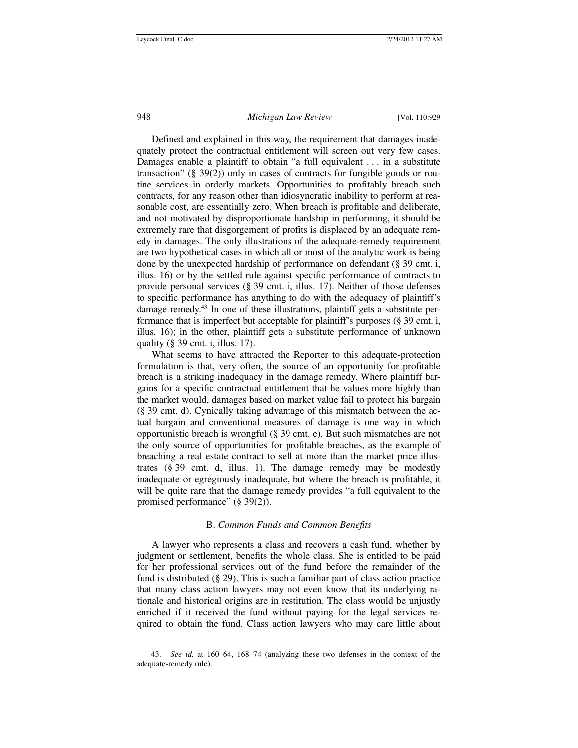Defined and explained in this way, the requirement that damages inadequately protect the contractual entitlement will screen out very few cases. Damages enable a plaintiff to obtain "a full equivalent . . . in a substitute transaction" (§ 39(2)) only in cases of contracts for fungible goods or routine services in orderly markets. Opportunities to profitably breach such contracts, for any reason other than idiosyncratic inability to perform at reasonable cost, are essentially zero. When breach is profitable and deliberate, and not motivated by disproportionate hardship in performing, it should be extremely rare that disgorgement of profits is displaced by an adequate remedy in damages. The only illustrations of the adequate-remedy requirement are two hypothetical cases in which all or most of the analytic work is being done by the unexpected hardship of performance on defendant (§ 39 cmt. i, illus. 16) or by the settled rule against specific performance of contracts to provide personal services (§ 39 cmt. i, illus. 17). Neither of those defenses to specific performance has anything to do with the adequacy of plaintiff's damage remedy.[43] In one of these illustrations, plaintiff gets a substitute performance that is imperfect but acceptable for plaintiff's purposes (§ 39 cmt. i, illus. 16); in the other, plaintiff gets a substitute performance of unknown quality (§ 39 cmt. i, illus. 17).

What seems to have attracted the Reporter to this adequate-protection formulation is that, very often, the source of an opportunity for profitable breach is a striking inadequacy in the damage remedy. Where plaintiff bargains for a specific contractual entitlement that he values more highly than the market would, damages based on market value fail to protect his bargain (§ 39 cmt. d). Cynically taking advantage of this mismatch between the actual bargain and conventional measures of damage is one way in which opportunistic breach is wrongful (§ 39 cmt. e). But such mismatches are not the only source of opportunities for profitable breaches, as the example of breaching a real estate contract to sell at more than the market price illustrates (§ 39 cmt. d, illus. 1). The damage remedy may be modestly inadequate or egregiously inadequate, but where the breach is profitable, it will be quite rare that the damage remedy provides "a full equivalent to the promised performance" (§ 39(2)).

### B. *Common Funds and Common Benefits*

A lawyer who represents a class and recovers a cash fund, whether by judgment or settlement, benefits the whole class. She is entitled to be paid for her professional services out of the fund before the remainder of the fund is distributed (§ 29). This is such a familiar part of class action practice that many class action lawyers may not even know that its underlying rationale and historical origins are in restitution. The class would be unjustly enriched if it received the fund without paying for the legal services required to obtain the fund. Class action lawyers who may care little about

43. *See id.* at 160–64, 168–74 (analyzing these two defenses in the context of the adequate-remedy rule).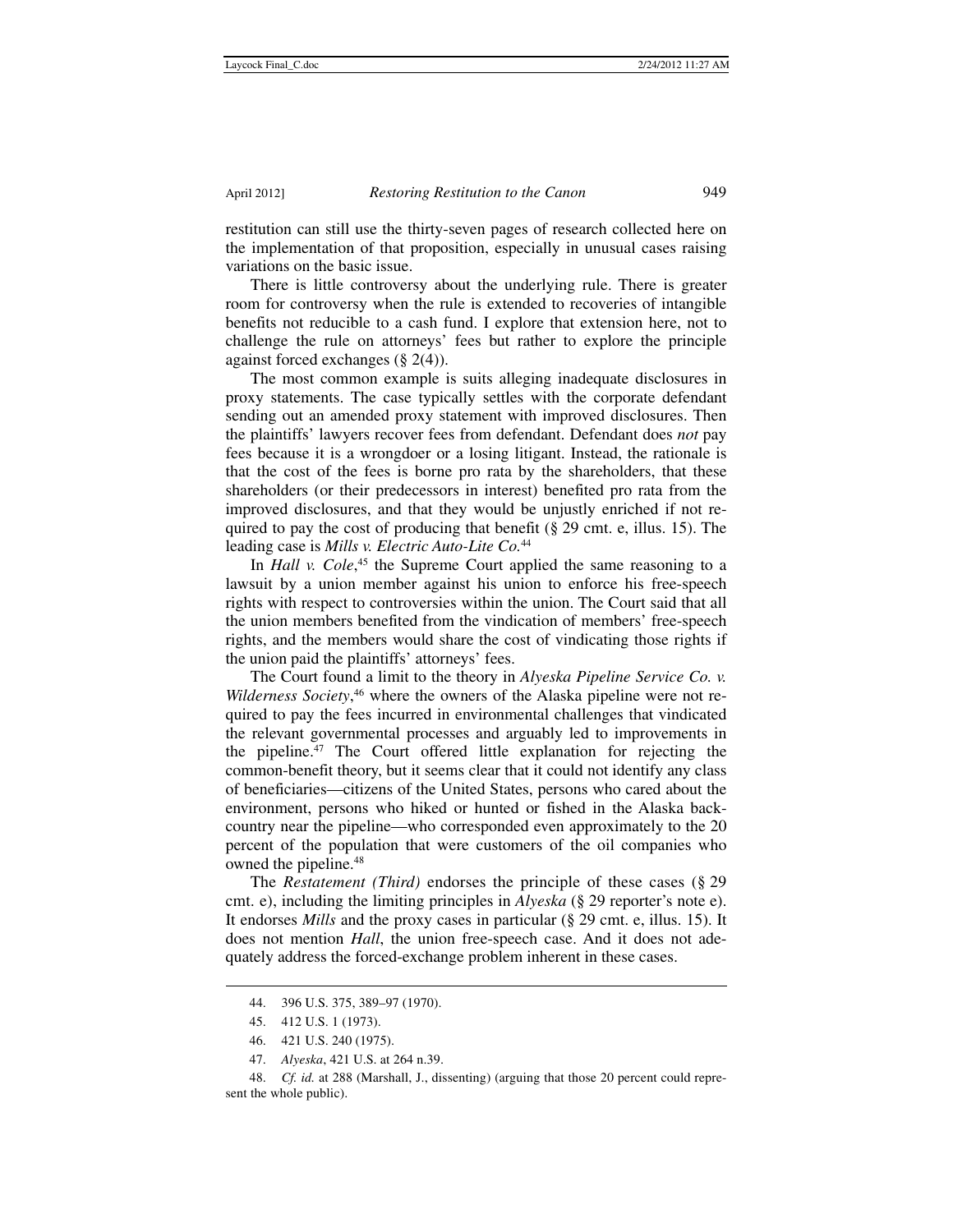restitution can still use the thirty-seven pages of research collected here on the implementation of that proposition, especially in unusual cases raising variations on the basic issue.

There is little controversy about the underlying rule. There is greater room for controversy when the rule is extended to recoveries of intangible benefits not reducible to a cash fund. I explore that extension here, not to challenge the rule on attorneys' fees but rather to explore the principle against forced exchanges (§ 2(4)).

The most common example is suits alleging inadequate disclosures in proxy statements. The case typically settles with the corporate defendant sending out an amended proxy statement with improved disclosures. Then the plaintiffs' lawyers recover fees from defendant. Defendant does *not* pay fees because it is a wrongdoer or a losing litigant. Instead, the rationale is that the cost of the fees is borne pro rata by the shareholders, that these shareholders (or their predecessors in interest) benefited pro rata from the improved disclosures, and that they would be unjustly enriched if not required to pay the cost of producing that benefit (§ 29 cmt. e, illus. 15). The leading case is *Mills v. Electric Auto-Lite Co.*[44]

In *Hall v. Cole*,[45] the Supreme Court applied the same reasoning to a lawsuit by a union member against his union to enforce his free-speech rights with respect to controversies within the union. The Court said that all the union members benefited from the vindication of members' free-speech rights, and the members would share the cost of vindicating those rights if the union paid the plaintiffs' attorneys' fees.

The Court found a limit to the theory in *Alyeska Pipeline Service Co. v. Wilderness Society*,[46] where the owners of the Alaska pipeline were not required to pay the fees incurred in environmental challenges that vindicated the relevant governmental processes and arguably led to improvements in the pipeline.[47] The Court offered little explanation for rejecting the common-benefit theory, but it seems clear that it could not identify any class of beneficiaries—citizens of the United States, persons who cared about the environment, persons who hiked or hunted or fished in the Alaska backcountry near the pipeline—who corresponded even approximately to the 20 percent of the population that were customers of the oil companies who owned the pipeline.[48]

The *Restatement (Third)* endorses the principle of these cases (§ 29 cmt. e), including the limiting principles in *Alyeska* (§ 29 reporter's note e). It endorses *Mills* and the proxy cases in particular (§ 29 cmt. e, illus. 15). It does not mention *Hall*, the union free-speech case. And it does not adequately address the forced-exchange problem inherent in these cases.

---

44. 396 U.S. 375, 389–97 (1970).

45. 412 U.S. 1 (1973).

46. 421 U.S. 240 (1975).

47. *Alyeska*, 421 U.S. at 264 n.39.

48. *Cf. id.* at 288 (Marshall, J., dissenting) (arguing that those 20 percent could represent the whole public).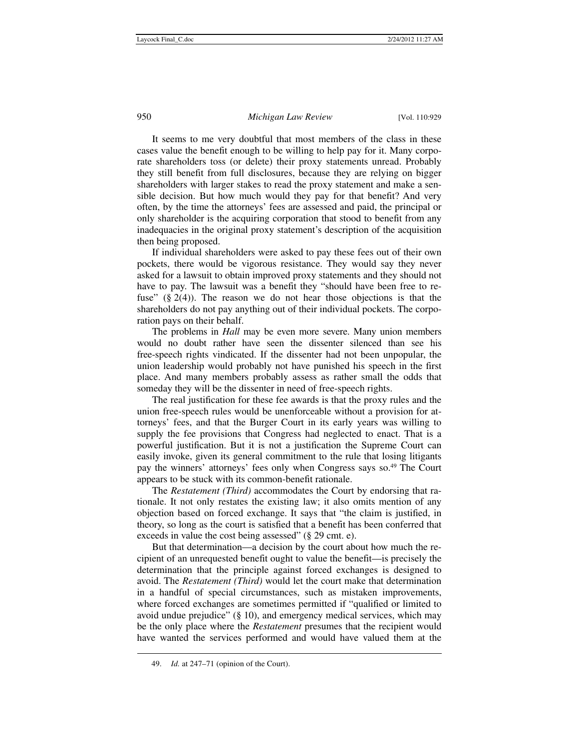It seems to me very doubtful that most members of the class in these cases value the benefit enough to be willing to help pay for it. Many corporate shareholders toss (or delete) their proxy statements unread. Probably they still benefit from full disclosures, because they are relying on bigger shareholders with larger stakes to read the proxy statement and make a sensible decision. But how much would they pay for that benefit? And very often, by the time the attorneys' fees are assessed and paid, the principal or only shareholder is the acquiring corporation that stood to benefit from any inadequacies in the original proxy statement's description of the acquisition then being proposed.

If individual shareholders were asked to pay these fees out of their own pockets, there would be vigorous resistance. They would say they never asked for a lawsuit to obtain improved proxy statements and they should not have to pay. The lawsuit was a benefit they "should have been free to refuse" (§ 2(4)). The reason we do not hear those objections is that the shareholders do not pay anything out of their individual pockets. The corporation pays on their behalf.

The problems in *Hall* may be even more severe. Many union members would no doubt rather have seen the dissenter silenced than see his free-speech rights vindicated. If the dissenter had not been unpopular, the union leadership would probably not have punished his speech in the first place. And many members probably assess as rather small the odds that someday they will be the dissenter in need of free-speech rights.

The real justification for these fee awards is that the proxy rules and the union free-speech rules would be unenforceable without a provision for attorneys' fees, and that the Burger Court in its early years was willing to supply the fee provisions that Congress had neglected to enact. That is a powerful justification. But it is not a justification the Supreme Court can easily invoke, given its general commitment to the rule that losing litigants pay the winners' attorneys' fees only when Congress says so.[49] The Court appears to be stuck with its common-benefit rationale.

The *Restatement (Third)* accommodates the Court by endorsing that rationale. It not only restates the existing law; it also omits mention of any objection based on forced exchange. It says that "the claim is justified, in theory, so long as the court is satisfied that a benefit has been conferred that exceeds in value the cost being assessed" (§ 29 cmt. e).

But that determination—a decision by the court about how much the recipient of an unrequested benefit ought to value the benefit—is precisely the determination that the principle against forced exchanges is designed to avoid. The *Restatement (Third)* would let the court make that determination in a handful of special circumstances, such as mistaken improvements, where forced exchanges are sometimes permitted if "qualified or limited to avoid undue prejudice" (§ 10), and emergency medical services, which may be the only place where the *Restatement* presumes that the recipient would have wanted the services performed and would have valued them at the

---

49. *Id.* at 247–71 (opinion of the Court).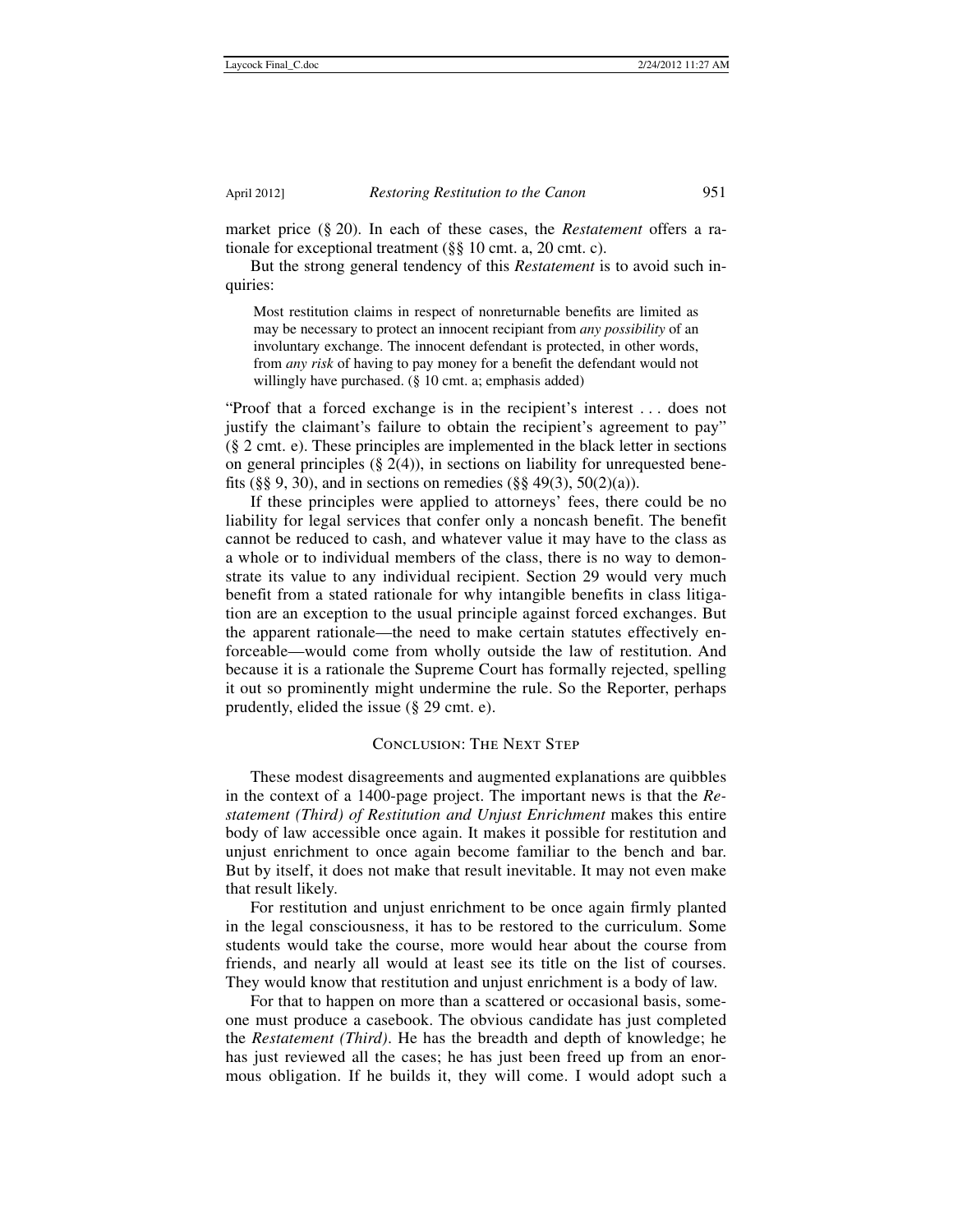market price (§ 20). In each of these cases, the *Restatement* offers a rationale for exceptional treatment (§§ 10 cmt. a, 20 cmt. c).

But the strong general tendency of this *Restatement* is to avoid such inquiries:

> Most restitution claims in respect of nonreturnable benefits are limited as may be necessary to protect an innocent recipiant from *any possibility* of an involuntary exchange. The innocent defendant is protected, in other words, from *any risk* of having to pay money for a benefit the defendant would not willingly have purchased. (§ 10 cmt. a; emphasis added)

"Proof that a forced exchange is in the recipient's interest . . . does not justify the claimant's failure to obtain the recipient's agreement to pay" (§ 2 cmt. e). These principles are implemented in the black letter in sections on general principles (§ 2(4)), in sections on liability for unrequested benefits (§§ 9, 30), and in sections on remedies (§§ 49(3), 50(2)(a)).

If these principles were applied to attorneys' fees, there could be no liability for legal services that confer only a noncash benefit. The benefit cannot be reduced to cash, and whatever value it may have to the class as a whole or to individual members of the class, there is no way to demonstrate its value to any individual recipient. Section 29 would very much benefit from a stated rationale for why intangible benefits in class litigation are an exception to the usual principle against forced exchanges. But the apparent rationale—the need to make certain statutes effectively enforceable—would come from wholly outside the law of restitution. And because it is a rationale the Supreme Court has formally rejected, spelling it out so prominently might undermine the rule. So the Reporter, perhaps prudently, elided the issue (§ 29 cmt. e).

## Conclusion: The Next Step

These modest disagreements and augmented explanations are quibbles in the context of a 1400-page project. The important news is that the *Restatement (Third) of Restitution and Unjust Enrichment* makes this entire body of law accessible once again. It makes it possible for restitution and unjust enrichment to once again become familiar to the bench and bar. But by itself, it does not make that result inevitable. It may not even make that result likely.

For restitution and unjust enrichment to be once again firmly planted in the legal consciousness, it has to be restored to the curriculum. Some students would take the course, more would hear about the course from friends, and nearly all would at least see its title on the list of courses. They would know that restitution and unjust enrichment is a body of law.

For that to happen on more than a scattered or occasional basis, someone must produce a casebook. The obvious candidate has just completed the *Restatement (Third)*. He has the breadth and depth of knowledge; he has just reviewed all the cases; he has just been freed up from an enormous obligation. If he builds it, they will come. I would adopt such a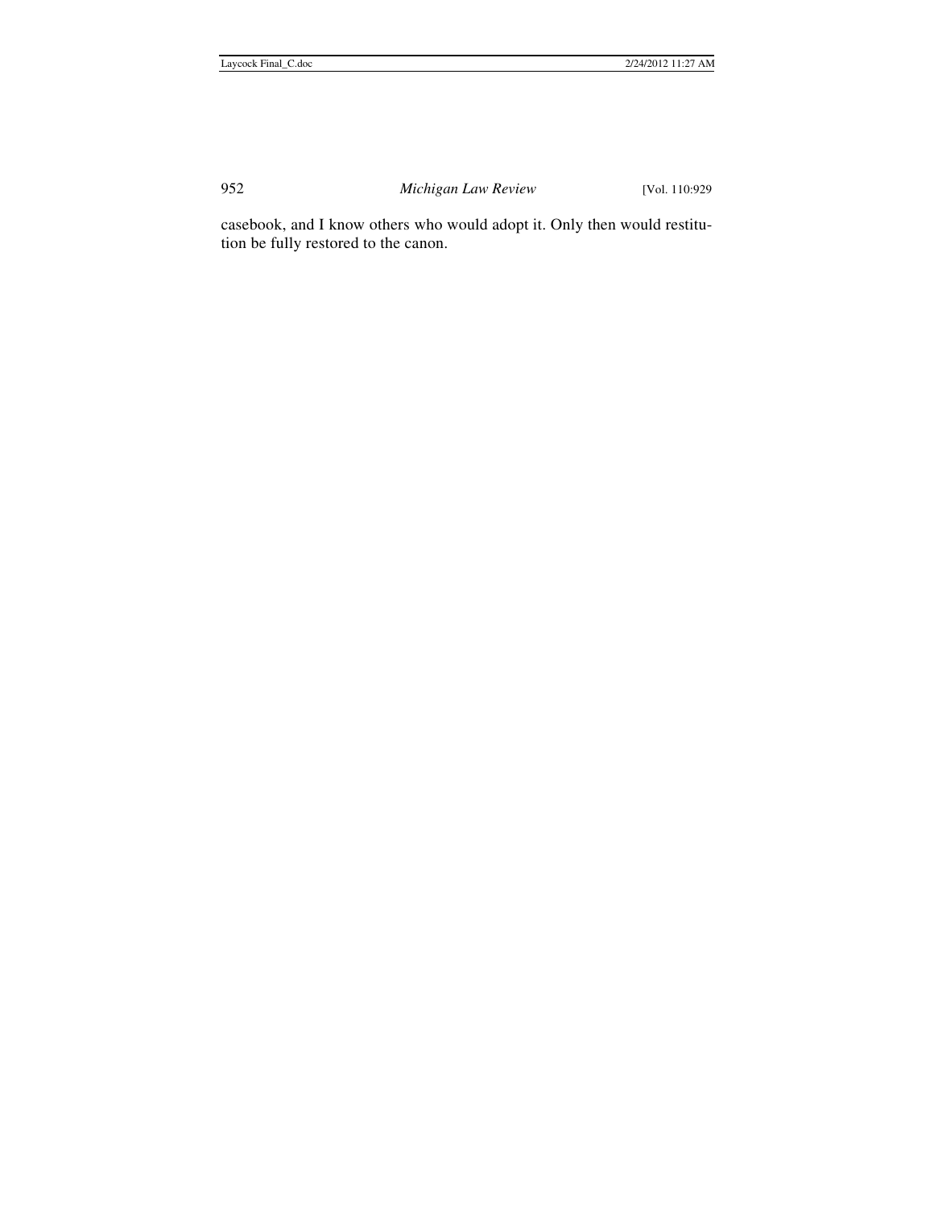casebook, and I know others who would adopt it. Only then would restitution be fully restored to the canon.